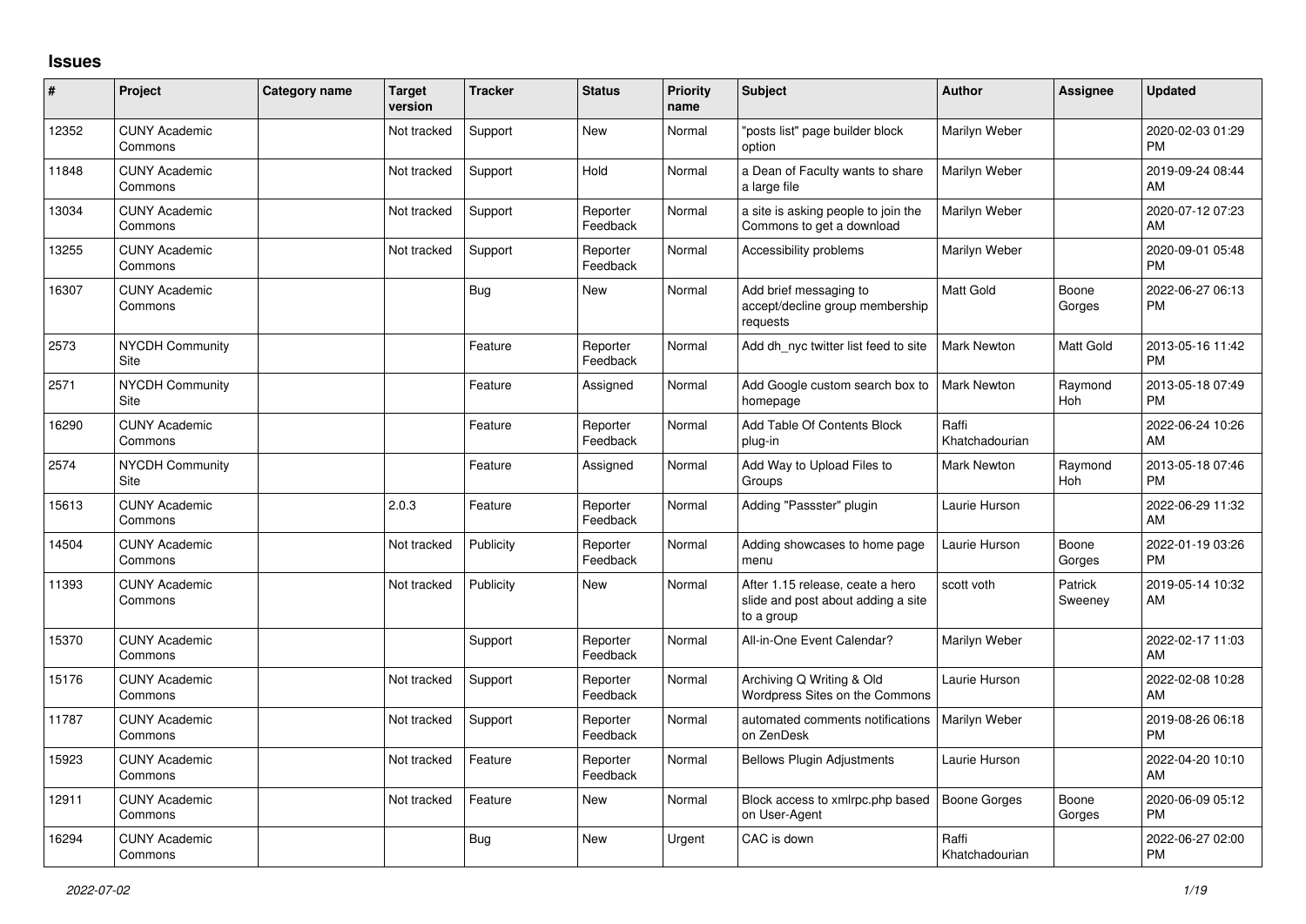## Issues

| # | Project | Category name | Target version | Tracker | Status | Priority name | Subject | Author | Assignee | Updated |
|---|---|---|---|---|---|---|---|---|---|---|
| 12352 | CUNY Academic Commons | | Not tracked | Support | New | Normal | "posts list" page builder block option | Marilyn Weber | | 2020-02-03 01:29 PM |
| 11848 | CUNY Academic Commons | | Not tracked | Support | Hold | Normal | a Dean of Faculty wants to share a large file | Marilyn Weber | | 2019-09-24 08:44 AM |
| 13034 | CUNY Academic Commons | | Not tracked | Support | Reporter Feedback | Normal | a site is asking people to join the Commons to get a download | Marilyn Weber | | 2020-07-12 07:23 AM |
| 13255 | CUNY Academic Commons | | Not tracked | Support | Reporter Feedback | Normal | Accessibility problems | Marilyn Weber | | 2020-09-01 05:48 PM |
| 16307 | CUNY Academic Commons | | | Bug | New | Normal | Add brief messaging to accept/decline group membership requests | Matt Gold | Boone Gorges | 2022-06-27 06:13 PM |
| 2573 | NYCDH Community Site | | | Feature | Reporter Feedback | Normal | Add dh_nyc twitter list feed to site | Mark Newton | Matt Gold | 2013-05-16 11:42 PM |
| 2571 | NYCDH Community Site | | | Feature | Assigned | Normal | Add Google custom search box to homepage | Mark Newton | Raymond Hoh | 2013-05-18 07:49 PM |
| 16290 | CUNY Academic Commons | | | Feature | Reporter Feedback | Normal | Add Table Of Contents Block plug-in | Raffi Khatchadourian | | 2022-06-24 10:26 AM |
| 2574 | NYCDH Community Site | | | Feature | Assigned | Normal | Add Way to Upload Files to Groups | Mark Newton | Raymond Hoh | 2013-05-18 07:46 PM |
| 15613 | CUNY Academic Commons | | 2.0.3 | Feature | Reporter Feedback | Normal | Adding "Passster" plugin | Laurie Hurson | | 2022-06-29 11:32 AM |
| 14504 | CUNY Academic Commons | | Not tracked | Publicity | Reporter Feedback | Normal | Adding showcases to home page menu | Laurie Hurson | Boone Gorges | 2022-01-19 03:26 PM |
| 11393 | CUNY Academic Commons | | Not tracked | Publicity | New | Normal | After 1.15 release, ceate a hero slide and post about adding a site to a group | scott voth | Patrick Sweeney | 2019-05-14 10:32 AM |
| 15370 | CUNY Academic Commons | | | Support | Reporter Feedback | Normal | All-in-One Event Calendar? | Marilyn Weber | | 2022-02-17 11:03 AM |
| 15176 | CUNY Academic Commons | | Not tracked | Support | Reporter Feedback | Normal | Archiving Q Writing & Old Wordpress Sites on the Commons | Laurie Hurson | | 2022-02-08 10:28 AM |
| 11787 | CUNY Academic Commons | | Not tracked | Support | Reporter Feedback | Normal | automated comments notifications on ZenDesk | Marilyn Weber | | 2019-08-26 06:18 PM |
| 15923 | CUNY Academic Commons | | Not tracked | Feature | Reporter Feedback | Normal | Bellows Plugin Adjustments | Laurie Hurson | | 2022-04-20 10:10 AM |
| 12911 | CUNY Academic Commons | | Not tracked | Feature | New | Normal | Block access to xmlrpc.php based on User-Agent | Boone Gorges | Boone Gorges | 2020-06-09 05:12 PM |
| 16294 | CUNY Academic Commons | | | Bug | New | Urgent | CAC is down | Raffi Khatchadourian | | 2022-06-27 02:00 PM |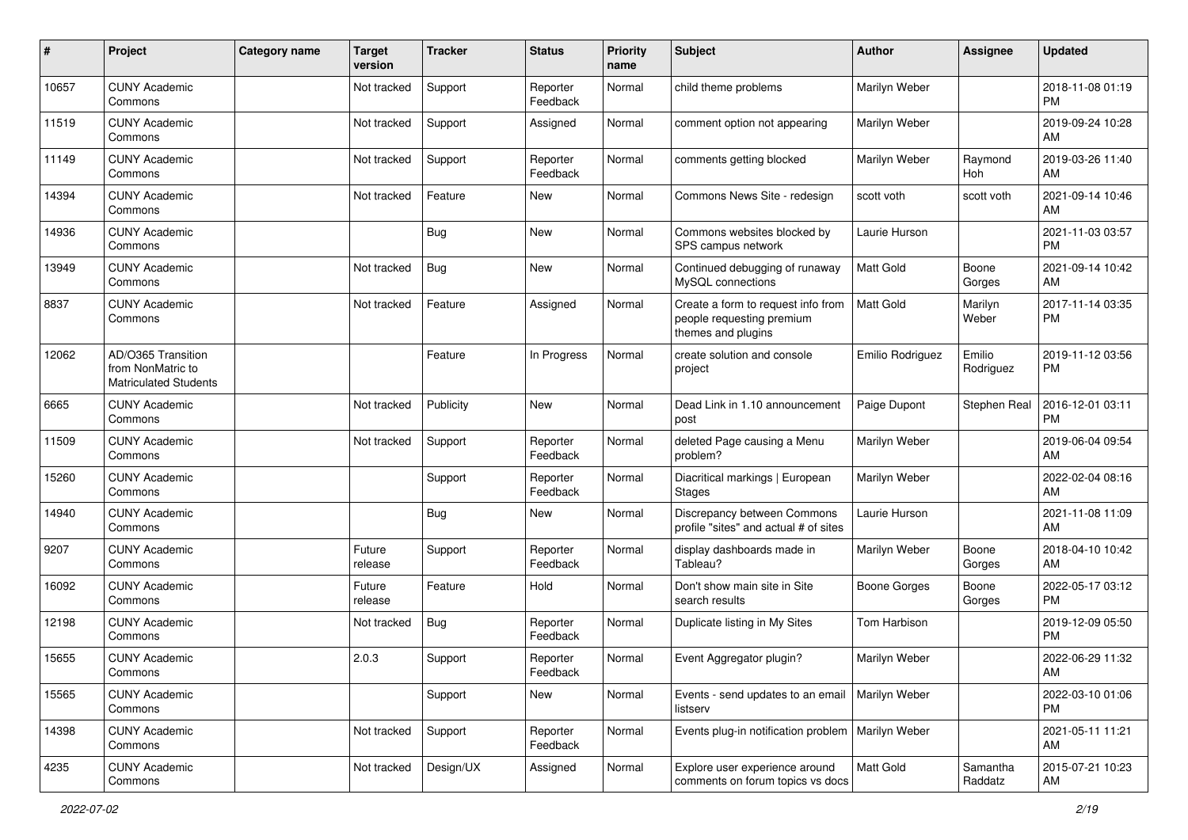| # | Project | Category name | Target version | Tracker | Status | Priority name | Subject | Author | Assignee | Updated |
|---|---|---|---|---|---|---|---|---|---|---|
| 10657 | CUNY Academic Commons | | Not tracked | Support | Reporter Feedback | Normal | child theme problems | Marilyn Weber | | 2018-11-08 01:19 PM |
| 11519 | CUNY Academic Commons | | Not tracked | Support | Assigned | Normal | comment option not appearing | Marilyn Weber | | 2019-09-24 10:28 AM |
| 11149 | CUNY Academic Commons | | Not tracked | Support | Reporter Feedback | Normal | comments getting blocked | Marilyn Weber | Raymond Hoh | 2019-03-26 11:40 AM |
| 14394 | CUNY Academic Commons | | Not tracked | Feature | New | Normal | Commons News Site - redesign | scott voth | scott voth | 2021-09-14 10:46 AM |
| 14936 | CUNY Academic Commons | | | Bug | New | Normal | Commons websites blocked by SPS campus network | Laurie Hurson | | 2021-11-03 03:57 PM |
| 13949 | CUNY Academic Commons | | Not tracked | Bug | New | Normal | Continued debugging of runaway MySQL connections | Matt Gold | Boone Gorges | 2021-09-14 10:42 AM |
| 8837 | CUNY Academic Commons | | Not tracked | Feature | Assigned | Normal | Create a form to request info from people requesting premium themes and plugins | Matt Gold | Marilyn Weber | 2017-11-14 03:35 PM |
| 12062 | AD/O365 Transition from NonMatric to Matriculated Students | | | Feature | In Progress | Normal | create solution and console project | Emilio Rodriguez | Emilio Rodriguez | 2019-11-12 03:56 PM |
| 6665 | CUNY Academic Commons | | Not tracked | Publicity | New | Normal | Dead Link in 1.10 announcement post | Paige Dupont | Stephen Real | 2016-12-01 03:11 PM |
| 11509 | CUNY Academic Commons | | Not tracked | Support | Reporter Feedback | Normal | deleted Page causing a Menu problem? | Marilyn Weber | | 2019-06-04 09:54 AM |
| 15260 | CUNY Academic Commons | | | Support | Reporter Feedback | Normal | Diacritical markings \| European Stages | Marilyn Weber | | 2022-02-04 08:16 AM |
| 14940 | CUNY Academic Commons | | | Bug | New | Normal | Discrepancy between Commons profile "sites" and actual # of sites | Laurie Hurson | | 2021-11-08 11:09 AM |
| 9207 | CUNY Academic Commons | | Future release | Support | Reporter Feedback | Normal | display dashboards made in Tableau? | Marilyn Weber | Boone Gorges | 2018-04-10 10:42 AM |
| 16092 | CUNY Academic Commons | | Future release | Feature | Hold | Normal | Don't show main site in Site search results | Boone Gorges | Boone Gorges | 2022-05-17 03:12 PM |
| 12198 | CUNY Academic Commons | | Not tracked | Bug | Reporter Feedback | Normal | Duplicate listing in My Sites | Tom Harbison | | 2019-12-09 05:50 PM |
| 15655 | CUNY Academic Commons | | 2.0.3 | Support | Reporter Feedback | Normal | Event Aggregator plugin? | Marilyn Weber | | 2022-06-29 11:32 AM |
| 15565 | CUNY Academic Commons | | | Support | New | Normal | Events - send updates to an email listserv | Marilyn Weber | | 2022-03-10 01:06 PM |
| 14398 | CUNY Academic Commons | | Not tracked | Support | Reporter Feedback | Normal | Events plug-in notification problem | Marilyn Weber | | 2021-05-11 11:21 AM |
| 4235 | CUNY Academic Commons | | Not tracked | Design/UX | Assigned | Normal | Explore user experience around comments on forum topics vs docs | Matt Gold | Samantha Raddatz | 2015-07-21 10:23 AM |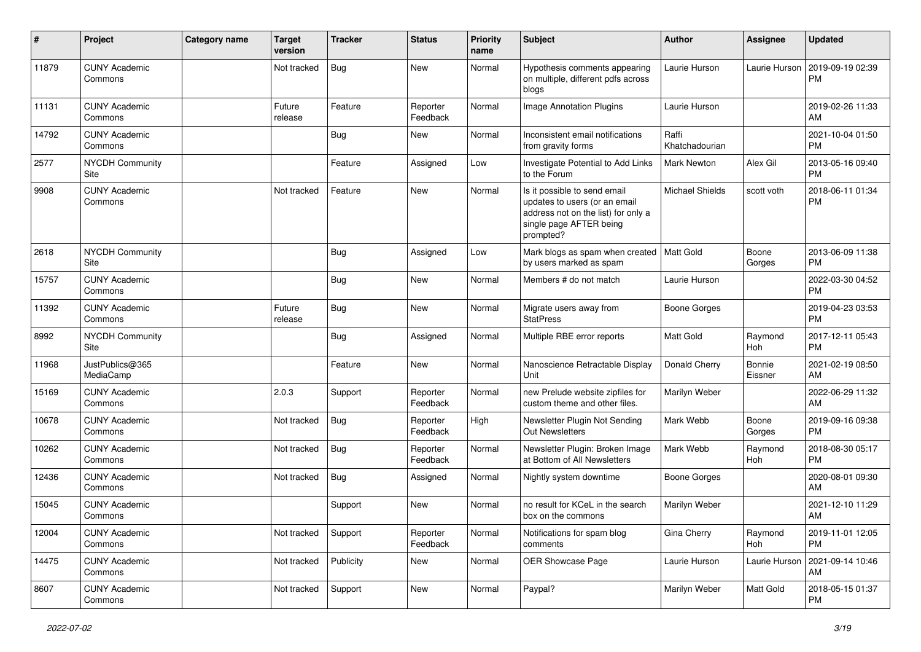| # | Project | Category name | Target version | Tracker | Status | Priority name | Subject | Author | Assignee | Updated |
|---|---|---|---|---|---|---|---|---|---|---|
| 11879 | CUNY Academic Commons | | Not tracked | Bug | New | Normal | Hypothesis comments appearing on multiple, different pdfs across blogs | Laurie Hurson | Laurie Hurson | 2019-09-19 02:39 PM |
| 11131 | CUNY Academic Commons | | Future release | Feature | Reporter Feedback | Normal | Image Annotation Plugins | Laurie Hurson | | 2019-02-26 11:33 AM |
| 14792 | CUNY Academic Commons | | | Bug | New | Normal | Inconsistent email notifications from gravity forms | Raffi Khatchadourian | | 2021-10-04 01:50 PM |
| 2577 | NYCDH Community Site | | | Feature | Assigned | Low | Investigate Potential to Add Links to the Forum | Mark Newton | Alex Gil | 2013-05-16 09:40 PM |
| 9908 | CUNY Academic Commons | | Not tracked | Feature | New | Normal | Is it possible to send email updates to users (or an email address not on the list) for only a single page AFTER being prompted? | Michael Shields | scott voth | 2018-06-11 01:34 PM |
| 2618 | NYCDH Community Site | | | Bug | Assigned | Low | Mark blogs as spam when created by users marked as spam | Matt Gold | Boone Gorges | 2013-06-09 11:38 PM |
| 15757 | CUNY Academic Commons | | | Bug | New | Normal | Members # do not match | Laurie Hurson | | 2022-03-30 04:52 PM |
| 11392 | CUNY Academic Commons | | Future release | Bug | New | Normal | Migrate users away from StatPress | Boone Gorges | | 2019-04-23 03:53 PM |
| 8992 | NYCDH Community Site | | | Bug | Assigned | Normal | Multiple RBE error reports | Matt Gold | Raymond Hoh | 2017-12-11 05:43 PM |
| 11968 | JustPublics@365 MediaCamp | | | Feature | New | Normal | Nanoscience Retractable Display Unit | Donald Cherry | Bonnie Eissner | 2021-02-19 08:50 AM |
| 15169 | CUNY Academic Commons | | 2.0.3 | Support | Reporter Feedback | Normal | new Prelude website zipfiles for custom theme and other files. | Marilyn Weber | | 2022-06-29 11:32 AM |
| 10678 | CUNY Academic Commons | | Not tracked | Bug | Reporter Feedback | High | Newsletter Plugin Not Sending Out Newsletters | Mark Webb | Boone Gorges | 2019-09-16 09:38 PM |
| 10262 | CUNY Academic Commons | | Not tracked | Bug | Reporter Feedback | Normal | Newsletter Plugin: Broken Image at Bottom of All Newsletters | Mark Webb | Raymond Hoh | 2018-08-30 05:17 PM |
| 12436 | CUNY Academic Commons | | Not tracked | Bug | Assigned | Normal | Nightly system downtime | Boone Gorges | | 2020-08-01 09:30 AM |
| 15045 | CUNY Academic Commons | | | Support | New | Normal | no result for KCeL in the search box on the commons | Marilyn Weber | | 2021-12-10 11:29 AM |
| 12004 | CUNY Academic Commons | | Not tracked | Support | Reporter Feedback | Normal | Notifications for spam blog comments | Gina Cherry | Raymond Hoh | 2019-11-01 12:05 PM |
| 14475 | CUNY Academic Commons | | Not tracked | Publicity | New | Normal | OER Showcase Page | Laurie Hurson | Laurie Hurson | 2021-09-14 10:46 AM |
| 8607 | CUNY Academic Commons | | Not tracked | Support | New | Normal | Paypal? | Marilyn Weber | Matt Gold | 2018-05-15 01:37 PM |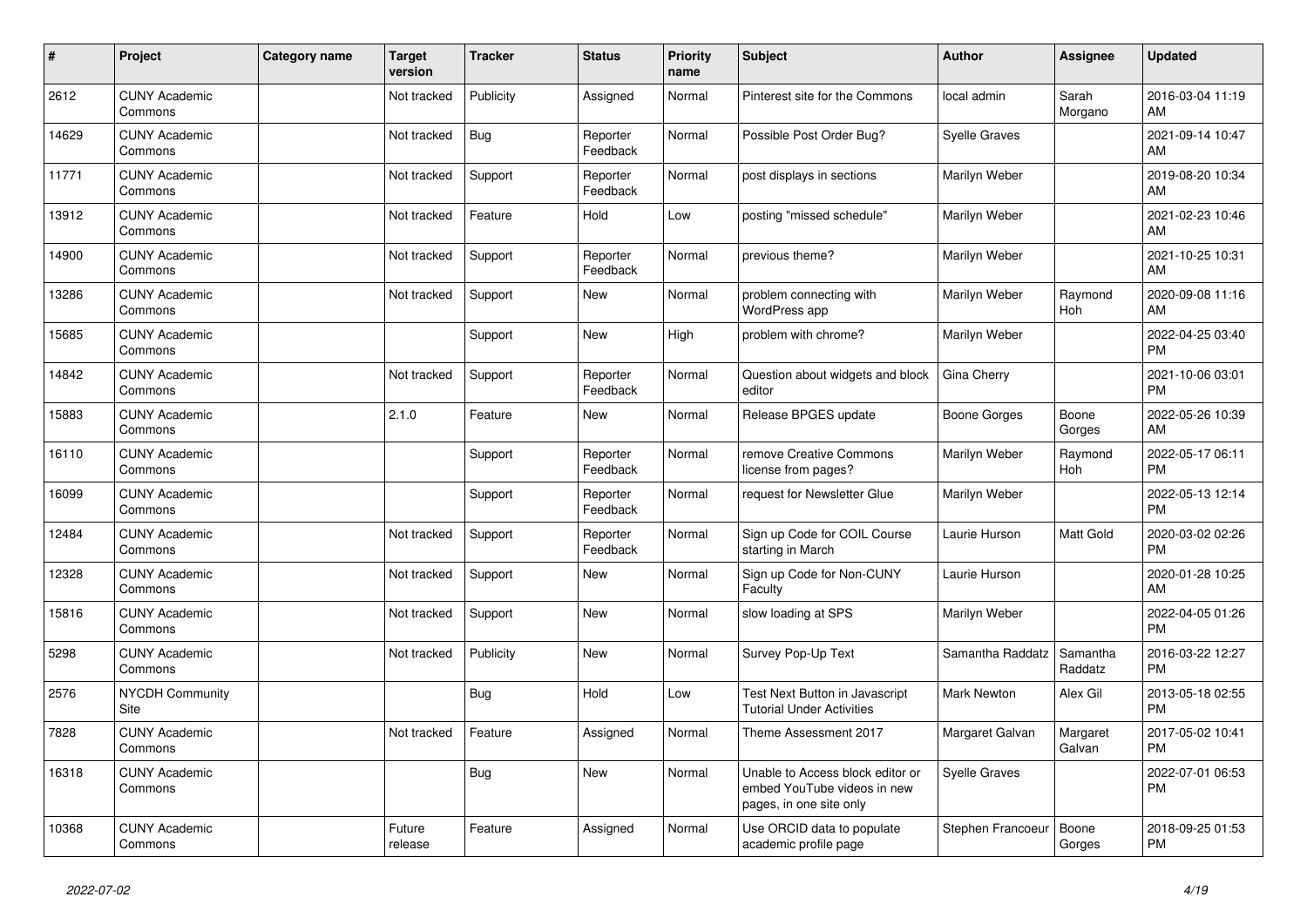| # | Project | Category name | Target version | Tracker | Status | Priority name | Subject | Author | Assignee | Updated |
|---|---|---|---|---|---|---|---|---|---|---|
| 2612 | CUNY Academic Commons | | Not tracked | Publicity | Assigned | Normal | Pinterest site for the Commons | local admin | Sarah Morgano | 2016-03-04 11:19 AM |
| 14629 | CUNY Academic Commons | | Not tracked | Bug | Reporter Feedback | Normal | Possible Post Order Bug? | Syelle Graves | | 2021-09-14 10:47 AM |
| 11771 | CUNY Academic Commons | | Not tracked | Support | Reporter Feedback | Normal | post displays in sections | Marilyn Weber | | 2019-08-20 10:34 AM |
| 13912 | CUNY Academic Commons | | Not tracked | Feature | Hold | Low | posting "missed schedule" | Marilyn Weber | | 2021-02-23 10:46 AM |
| 14900 | CUNY Academic Commons | | Not tracked | Support | Reporter Feedback | Normal | previous theme? | Marilyn Weber | | 2021-10-25 10:31 AM |
| 13286 | CUNY Academic Commons | | Not tracked | Support | New | Normal | problem connecting with WordPress app | Marilyn Weber | Raymond Hoh | 2020-09-08 11:16 AM |
| 15685 | CUNY Academic Commons | | | Support | New | High | problem with chrome? | Marilyn Weber | | 2022-04-25 03:40 PM |
| 14842 | CUNY Academic Commons | | Not tracked | Support | Reporter Feedback | Normal | Question about widgets and block editor | Gina Cherry | | 2021-10-06 03:01 PM |
| 15883 | CUNY Academic Commons | | 2.1.0 | Feature | New | Normal | Release BPGES update | Boone Gorges | Boone Gorges | 2022-05-26 10:39 AM |
| 16110 | CUNY Academic Commons | | | Support | Reporter Feedback | Normal | remove Creative Commons license from pages? | Marilyn Weber | Raymond Hoh | 2022-05-17 06:11 PM |
| 16099 | CUNY Academic Commons | | | Support | Reporter Feedback | Normal | request for Newsletter Glue | Marilyn Weber | | 2022-05-13 12:14 PM |
| 12484 | CUNY Academic Commons | | Not tracked | Support | Reporter Feedback | Normal | Sign up Code for COIL Course starting in March | Laurie Hurson | Matt Gold | 2020-03-02 02:26 PM |
| 12328 | CUNY Academic Commons | | Not tracked | Support | New | Normal | Sign up Code for Non-CUNY Faculty | Laurie Hurson | | 2020-01-28 10:25 AM |
| 15816 | CUNY Academic Commons | | Not tracked | Support | New | Normal | slow loading at SPS | Marilyn Weber | | 2022-04-05 01:26 PM |
| 5298 | CUNY Academic Commons | | Not tracked | Publicity | New | Normal | Survey Pop-Up Text | Samantha Raddatz | Samantha Raddatz | 2016-03-22 12:27 PM |
| 2576 | NYCDH Community Site | | | Bug | Hold | Low | Test Next Button in Javascript Tutorial Under Activities | Mark Newton | Alex Gil | 2013-05-18 02:55 PM |
| 7828 | CUNY Academic Commons | | Not tracked | Feature | Assigned | Normal | Theme Assessment 2017 | Margaret Galvan | Margaret Galvan | 2017-05-02 10:41 PM |
| 16318 | CUNY Academic Commons | | | Bug | New | Normal | Unable to Access block editor or embed YouTube videos in new pages, in one site only | Syelle Graves | | 2022-07-01 06:53 PM |
| 10368 | CUNY Academic Commons | | Future release | Feature | Assigned | Normal | Use ORCID data to populate academic profile page | Stephen Francoeur | Boone Gorges | 2018-09-25 01:53 PM |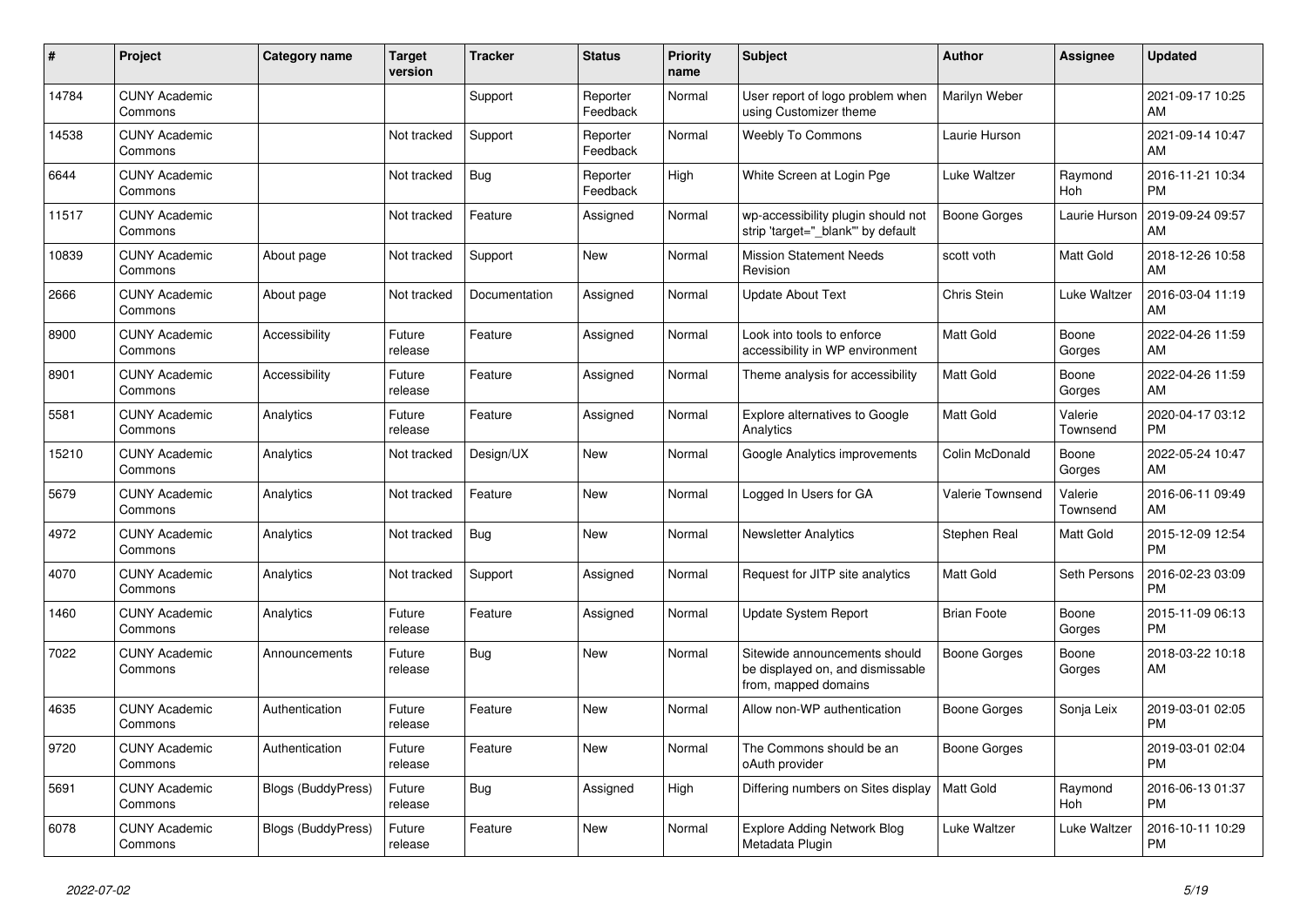| # | Project | Category name | Target version | Tracker | Status | Priority name | Subject | Author | Assignee | Updated |
|---|---|---|---|---|---|---|---|---|---|---|
| 14784 | CUNY Academic Commons | | | Support | Reporter Feedback | Normal | User report of logo problem when using Customizer theme | Marilyn Weber | | 2021-09-17 10:25 AM |
| 14538 | CUNY Academic Commons | | Not tracked | Support | Reporter Feedback | Normal | Weebly To Commons | Laurie Hurson | | 2021-09-14 10:47 AM |
| 6644 | CUNY Academic Commons | | Not tracked | Bug | Reporter Feedback | High | White Screen at Login Pge | Luke Waltzer | Raymond Hoh | 2016-11-21 10:34 PM |
| 11517 | CUNY Academic Commons | | Not tracked | Feature | Assigned | Normal | wp-accessibility plugin should not strip 'target="_blank"' by default | Boone Gorges | Laurie Hurson | 2019-09-24 09:57 AM |
| 10839 | CUNY Academic Commons | About page | Not tracked | Support | New | Normal | Mission Statement Needs Revision | scott voth | Matt Gold | 2018-12-26 10:58 AM |
| 2666 | CUNY Academic Commons | About page | Not tracked | Documentation | Assigned | Normal | Update About Text | Chris Stein | Luke Waltzer | 2016-03-04 11:19 AM |
| 8900 | CUNY Academic Commons | Accessibility | Future release | Feature | Assigned | Normal | Look into tools to enforce accessibility in WP environment | Matt Gold | Boone Gorges | 2022-04-26 11:59 AM |
| 8901 | CUNY Academic Commons | Accessibility | Future release | Feature | Assigned | Normal | Theme analysis for accessibility | Matt Gold | Boone Gorges | 2022-04-26 11:59 AM |
| 5581 | CUNY Academic Commons | Analytics | Future release | Feature | Assigned | Normal | Explore alternatives to Google Analytics | Matt Gold | Valerie Townsend | 2020-04-17 03:12 PM |
| 15210 | CUNY Academic Commons | Analytics | Not tracked | Design/UX | New | Normal | Google Analytics improvements | Colin McDonald | Boone Gorges | 2022-05-24 10:47 AM |
| 5679 | CUNY Academic Commons | Analytics | Not tracked | Feature | New | Normal | Logged In Users for GA | Valerie Townsend | Valerie Townsend | 2016-06-11 09:49 AM |
| 4972 | CUNY Academic Commons | Analytics | Not tracked | Bug | New | Normal | Newsletter Analytics | Stephen Real | Matt Gold | 2015-12-09 12:54 PM |
| 4070 | CUNY Academic Commons | Analytics | Not tracked | Support | Assigned | Normal | Request for JITP site analytics | Matt Gold | Seth Persons | 2016-02-23 03:09 PM |
| 1460 | CUNY Academic Commons | Analytics | Future release | Feature | Assigned | Normal | Update System Report | Brian Foote | Boone Gorges | 2015-11-09 06:13 PM |
| 7022 | CUNY Academic Commons | Announcements | Future release | Bug | New | Normal | Sitewide announcements should be displayed on, and dismissable from, mapped domains | Boone Gorges | Boone Gorges | 2018-03-22 10:18 AM |
| 4635 | CUNY Academic Commons | Authentication | Future release | Feature | New | Normal | Allow non-WP authentication | Boone Gorges | Sonja Leix | 2019-03-01 02:05 PM |
| 9720 | CUNY Academic Commons | Authentication | Future release | Feature | New | Normal | The Commons should be an oAuth provider | Boone Gorges | | 2019-03-01 02:04 PM |
| 5691 | CUNY Academic Commons | Blogs (BuddyPress) | Future release | Bug | Assigned | High | Differing numbers on Sites display | Matt Gold | Raymond Hoh | 2016-06-13 01:37 PM |
| 6078 | CUNY Academic Commons | Blogs (BuddyPress) | Future release | Feature | New | Normal | Explore Adding Network Blog Metadata Plugin | Luke Waltzer | Luke Waltzer | 2016-10-11 10:29 PM |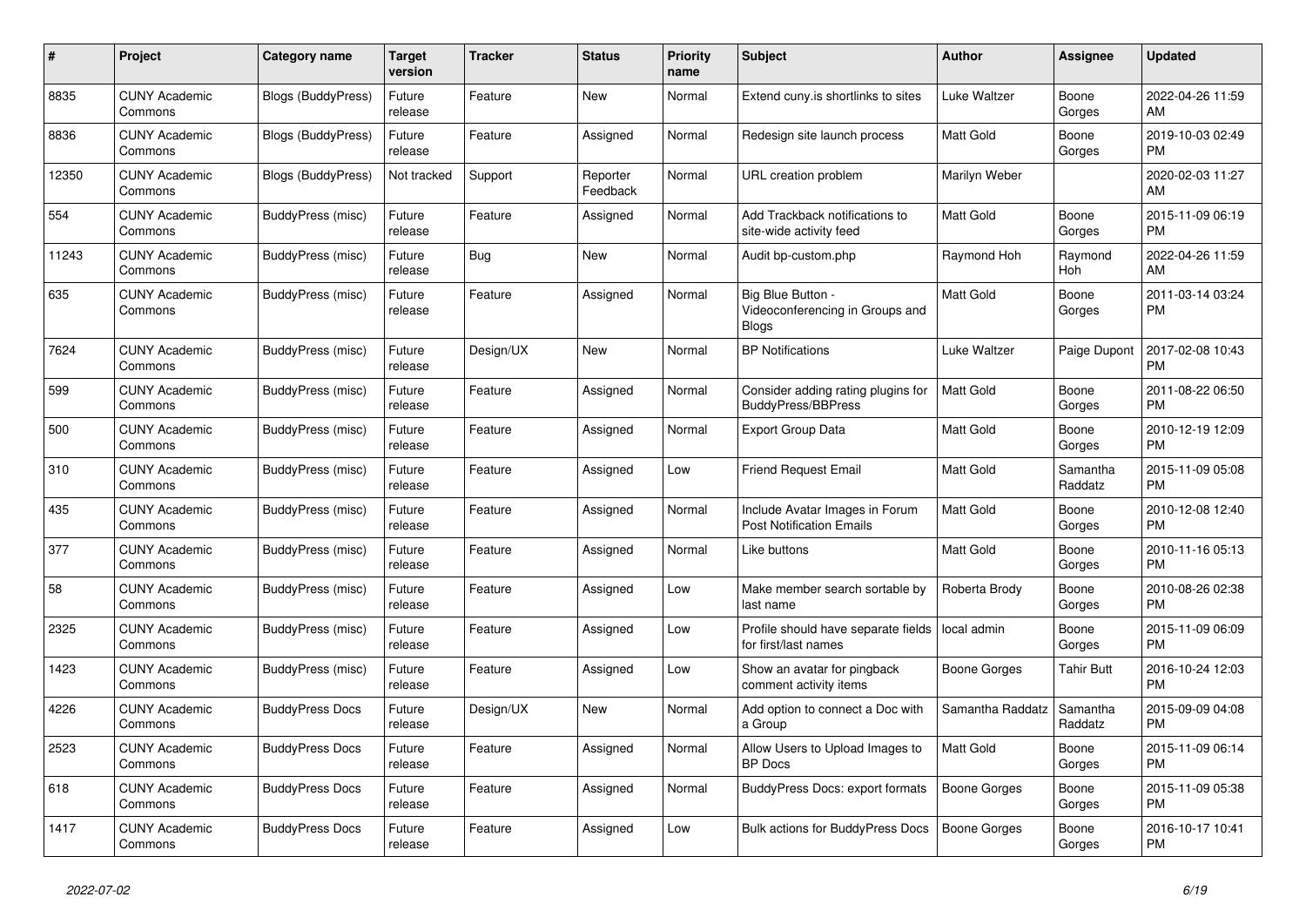| # | Project | Category name | Target version | Tracker | Status | Priority name | Subject | Author | Assignee | Updated |
|---|---|---|---|---|---|---|---|---|---|---|
| 8835 | CUNY Academic Commons | Blogs (BuddyPress) | Future release | Feature | New | Normal | Extend cuny.is shortlinks to sites | Luke Waltzer | Boone Gorges | 2022-04-26 11:59 AM |
| 8836 | CUNY Academic Commons | Blogs (BuddyPress) | Future release | Feature | Assigned | Normal | Redesign site launch process | Matt Gold | Boone Gorges | 2019-10-03 02:49 PM |
| 12350 | CUNY Academic Commons | Blogs (BuddyPress) | Not tracked | Support | Reporter Feedback | Normal | URL creation problem | Marilyn Weber | | 2020-02-03 11:27 AM |
| 554 | CUNY Academic Commons | BuddyPress (misc) | Future release | Feature | Assigned | Normal | Add Trackback notifications to site-wide activity feed | Matt Gold | Boone Gorges | 2015-11-09 06:19 PM |
| 11243 | CUNY Academic Commons | BuddyPress (misc) | Future release | Bug | New | Normal | Audit bp-custom.php | Raymond Hoh | Raymond Hoh | 2022-04-26 11:59 AM |
| 635 | CUNY Academic Commons | BuddyPress (misc) | Future release | Feature | Assigned | Normal | Big Blue Button - Videoconferencing in Groups and Blogs | Matt Gold | Boone Gorges | 2011-03-14 03:24 PM |
| 7624 | CUNY Academic Commons | BuddyPress (misc) | Future release | Design/UX | New | Normal | BP Notifications | Luke Waltzer | Paige Dupont | 2017-02-08 10:43 PM |
| 599 | CUNY Academic Commons | BuddyPress (misc) | Future release | Feature | Assigned | Normal | Consider adding rating plugins for BuddyPress/BBPress | Matt Gold | Boone Gorges | 2011-08-22 06:50 PM |
| 500 | CUNY Academic Commons | BuddyPress (misc) | Future release | Feature | Assigned | Normal | Export Group Data | Matt Gold | Boone Gorges | 2010-12-19 12:09 PM |
| 310 | CUNY Academic Commons | BuddyPress (misc) | Future release | Feature | Assigned | Low | Friend Request Email | Matt Gold | Samantha Raddatz | 2015-11-09 05:08 PM |
| 435 | CUNY Academic Commons | BuddyPress (misc) | Future release | Feature | Assigned | Normal | Include Avatar Images in Forum Post Notification Emails | Matt Gold | Boone Gorges | 2010-12-08 12:40 PM |
| 377 | CUNY Academic Commons | BuddyPress (misc) | Future release | Feature | Assigned | Normal | Like buttons | Matt Gold | Boone Gorges | 2010-11-16 05:13 PM |
| 58 | CUNY Academic Commons | BuddyPress (misc) | Future release | Feature | Assigned | Low | Make member search sortable by last name | Roberta Brody | Boone Gorges | 2010-08-26 02:38 PM |
| 2325 | CUNY Academic Commons | BuddyPress (misc) | Future release | Feature | Assigned | Low | Profile should have separate fields for first/last names | local admin | Boone Gorges | 2015-11-09 06:09 PM |
| 1423 | CUNY Academic Commons | BuddyPress (misc) | Future release | Feature | Assigned | Low | Show an avatar for pingback comment activity items | Boone Gorges | Tahir Butt | 2016-10-24 12:03 PM |
| 4226 | CUNY Academic Commons | BuddyPress Docs | Future release | Design/UX | New | Normal | Add option to connect a Doc with a Group | Samantha Raddatz | Samantha Raddatz | 2015-09-09 04:08 PM |
| 2523 | CUNY Academic Commons | BuddyPress Docs | Future release | Feature | Assigned | Normal | Allow Users to Upload Images to BP Docs | Matt Gold | Boone Gorges | 2015-11-09 06:14 PM |
| 618 | CUNY Academic Commons | BuddyPress Docs | Future release | Feature | Assigned | Normal | BuddyPress Docs: export formats | Boone Gorges | Boone Gorges | 2015-11-09 05:38 PM |
| 1417 | CUNY Academic Commons | BuddyPress Docs | Future release | Feature | Assigned | Low | Bulk actions for BuddyPress Docs | Boone Gorges | Boone Gorges | 2016-10-17 10:41 PM |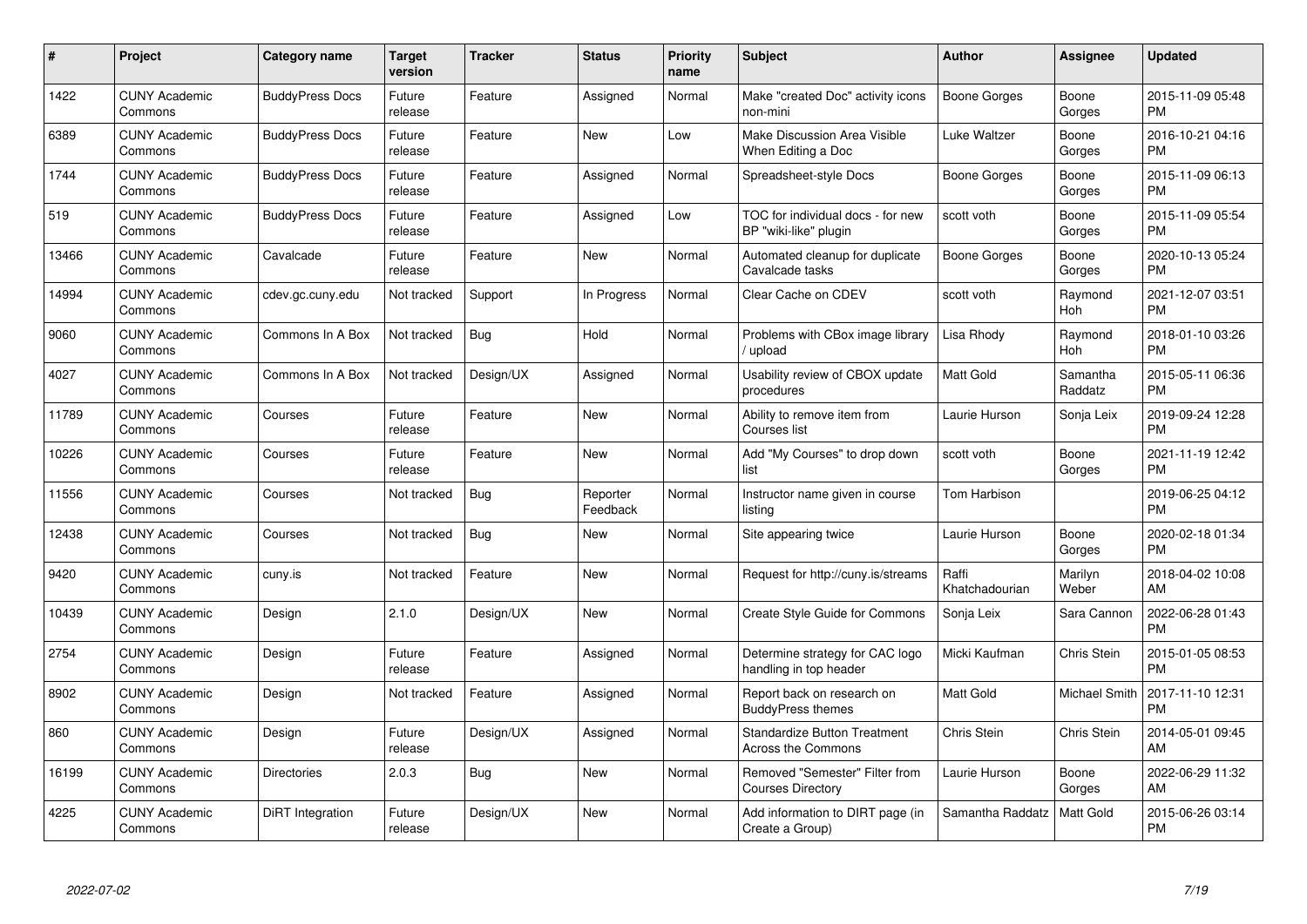| # | Project | Category name | Target version | Tracker | Status | Priority name | Subject | Author | Assignee | Updated |
|---|---|---|---|---|---|---|---|---|---|---|
| 1422 | CUNY Academic Commons | BuddyPress Docs | Future release | Feature | Assigned | Normal | Make "created Doc" activity icons non-mini | Boone Gorges | Boone Gorges | 2015-11-09 05:48 PM |
| 6389 | CUNY Academic Commons | BuddyPress Docs | Future release | Feature | New | Low | Make Discussion Area Visible When Editing a Doc | Luke Waltzer | Boone Gorges | 2016-10-21 04:16 PM |
| 1744 | CUNY Academic Commons | BuddyPress Docs | Future release | Feature | Assigned | Normal | Spreadsheet-style Docs | Boone Gorges | Boone Gorges | 2015-11-09 06:13 PM |
| 519 | CUNY Academic Commons | BuddyPress Docs | Future release | Feature | Assigned | Low | TOC for individual docs - for new BP "wiki-like" plugin | scott voth | Boone Gorges | 2015-11-09 05:54 PM |
| 13466 | CUNY Academic Commons | Cavalcade | Future release | Feature | New | Normal | Automated cleanup for duplicate Cavalcade tasks | Boone Gorges | Boone Gorges | 2020-10-13 05:24 PM |
| 14994 | CUNY Academic Commons | cdev.gc.cuny.edu | Not tracked | Support | In Progress | Normal | Clear Cache on CDEV | scott voth | Raymond Hoh | 2021-12-07 03:51 PM |
| 9060 | CUNY Academic Commons | Commons In A Box | Not tracked | Bug | Hold | Normal | Problems with CBox image library / upload | Lisa Rhody | Raymond Hoh | 2018-01-10 03:26 PM |
| 4027 | CUNY Academic Commons | Commons In A Box | Not tracked | Design/UX | Assigned | Normal | Usability review of CBOX update procedures | Matt Gold | Samantha Raddatz | 2015-05-11 06:36 PM |
| 11789 | CUNY Academic Commons | Courses | Future release | Feature | New | Normal | Ability to remove item from Courses list | Laurie Hurson | Sonja Leix | 2019-09-24 12:28 PM |
| 10226 | CUNY Academic Commons | Courses | Future release | Feature | New | Normal | Add "My Courses" to drop down list | scott voth | Boone Gorges | 2021-11-19 12:42 PM |
| 11556 | CUNY Academic Commons | Courses | Not tracked | Bug | Reporter Feedback | Normal | Instructor name given in course listing | Tom Harbison | | 2019-06-25 04:12 PM |
| 12438 | CUNY Academic Commons | Courses | Not tracked | Bug | New | Normal | Site appearing twice | Laurie Hurson | Boone Gorges | 2020-02-18 01:34 PM |
| 9420 | CUNY Academic Commons | cuny.is | Not tracked | Feature | New | Normal | Request for http://cuny.is/streams | Raffi Khatchadourian | Marilyn Weber | 2018-04-02 10:08 AM |
| 10439 | CUNY Academic Commons | Design | 2.1.0 | Design/UX | New | Normal | Create Style Guide for Commons | Sonja Leix | Sara Cannon | 2022-06-28 01:43 PM |
| 2754 | CUNY Academic Commons | Design | Future release | Feature | Assigned | Normal | Determine strategy for CAC logo handling in top header | Micki Kaufman | Chris Stein | 2015-01-05 08:53 PM |
| 8902 | CUNY Academic Commons | Design | Not tracked | Feature | Assigned | Normal | Report back on research on BuddyPress themes | Matt Gold | Michael Smith | 2017-11-10 12:31 PM |
| 860 | CUNY Academic Commons | Design | Future release | Design/UX | Assigned | Normal | Standardize Button Treatment Across the Commons | Chris Stein | Chris Stein | 2014-05-01 09:45 AM |
| 16199 | CUNY Academic Commons | Directories | 2.0.3 | Bug | New | Normal | Removed "Semester" Filter from Courses Directory | Laurie Hurson | Boone Gorges | 2022-06-29 11:32 AM |
| 4225 | CUNY Academic Commons | DiRT Integration | Future release | Design/UX | New | Normal | Add information to DIRT page (in Create a Group) | Samantha Raddatz | Matt Gold | 2015-06-26 03:14 PM |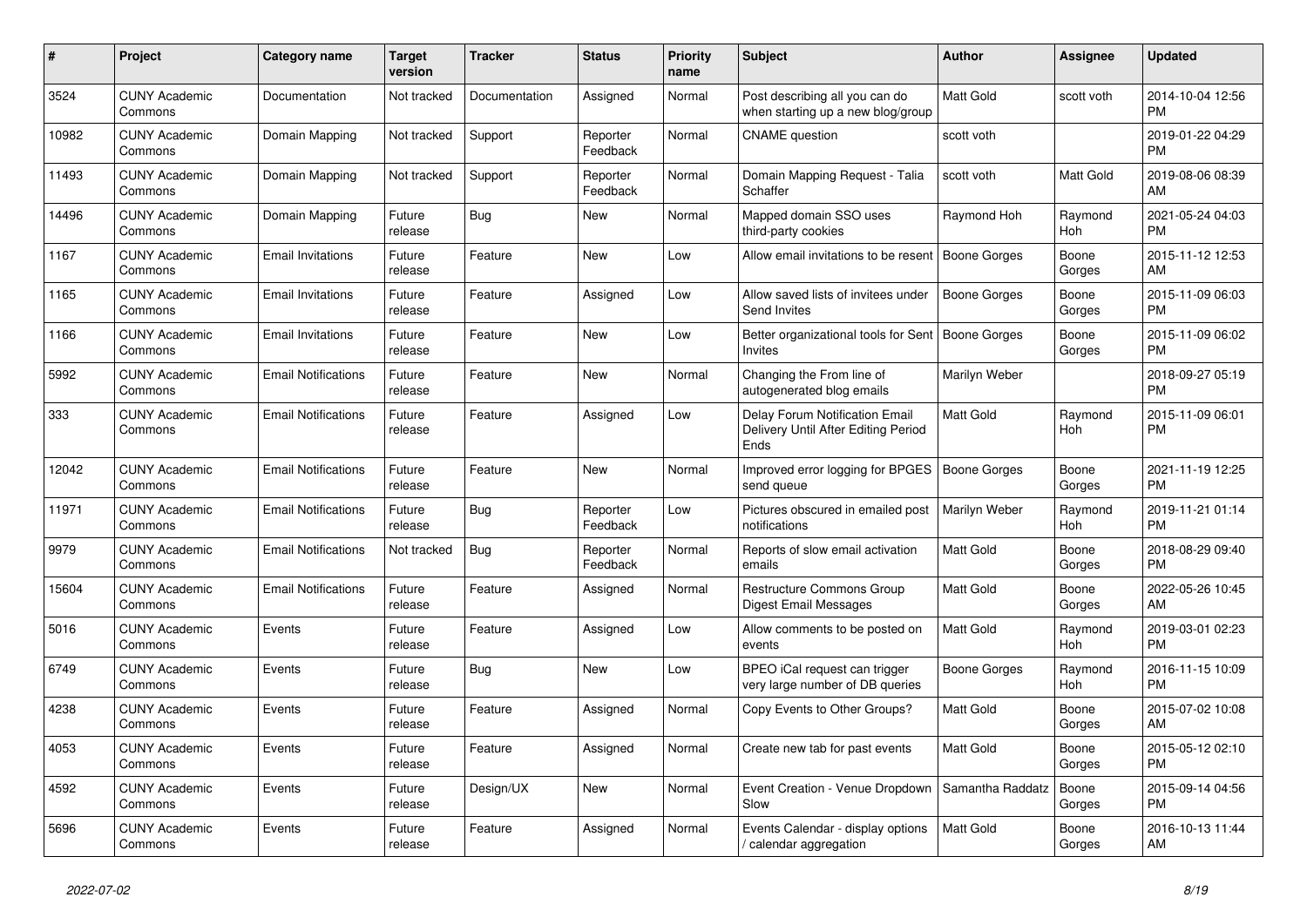| # | Project | Category name | Target version | Tracker | Status | Priority name | Subject | Author | Assignee | Updated |
|---|---|---|---|---|---|---|---|---|---|---|
| 3524 | CUNY Academic Commons | Documentation | Not tracked | Documentation | Assigned | Normal | Post describing all you can do when starting up a new blog/group | Matt Gold | scott voth | 2014-10-04 12:56 PM |
| 10982 | CUNY Academic Commons | Domain Mapping | Not tracked | Support | Reporter Feedback | Normal | CNAME question | scott voth | | 2019-01-22 04:29 PM |
| 11493 | CUNY Academic Commons | Domain Mapping | Not tracked | Support | Reporter Feedback | Normal | Domain Mapping Request - Talia Schaffer | scott voth | Matt Gold | 2019-08-06 08:39 AM |
| 14496 | CUNY Academic Commons | Domain Mapping | Future release | Bug | New | Normal | Mapped domain SSO uses third-party cookies | Raymond Hoh | Raymond Hoh | 2021-05-24 04:03 PM |
| 1167 | CUNY Academic Commons | Email Invitations | Future release | Feature | New | Low | Allow email invitations to be resent | Boone Gorges | Boone Gorges | 2015-11-12 12:53 AM |
| 1165 | CUNY Academic Commons | Email Invitations | Future release | Feature | Assigned | Low | Allow saved lists of invitees under Send Invites | Boone Gorges | Boone Gorges | 2015-11-09 06:03 PM |
| 1166 | CUNY Academic Commons | Email Invitations | Future release | Feature | New | Low | Better organizational tools for Sent Invites | Boone Gorges | Boone Gorges | 2015-11-09 06:02 PM |
| 5992 | CUNY Academic Commons | Email Notifications | Future release | Feature | New | Normal | Changing the From line of autogenerated blog emails | Marilyn Weber | | 2018-09-27 05:19 PM |
| 333 | CUNY Academic Commons | Email Notifications | Future release | Feature | Assigned | Low | Delay Forum Notification Email Delivery Until After Editing Period Ends | Matt Gold | Raymond Hoh | 2015-11-09 06:01 PM |
| 12042 | CUNY Academic Commons | Email Notifications | Future release | Feature | New | Normal | Improved error logging for BPGES send queue | Boone Gorges | Boone Gorges | 2021-11-19 12:25 PM |
| 11971 | CUNY Academic Commons | Email Notifications | Future release | Bug | Reporter Feedback | Low | Pictures obscured in emailed post notifications | Marilyn Weber | Raymond Hoh | 2019-11-21 01:14 PM |
| 9979 | CUNY Academic Commons | Email Notifications | Not tracked | Bug | Reporter Feedback | Normal | Reports of slow email activation emails | Matt Gold | Boone Gorges | 2018-08-29 09:40 PM |
| 15604 | CUNY Academic Commons | Email Notifications | Future release | Feature | Assigned | Normal | Restructure Commons Group Digest Email Messages | Matt Gold | Boone Gorges | 2022-05-26 10:45 AM |
| 5016 | CUNY Academic Commons | Events | Future release | Feature | Assigned | Low | Allow comments to be posted on events | Matt Gold | Raymond Hoh | 2019-03-01 02:23 PM |
| 6749 | CUNY Academic Commons | Events | Future release | Bug | New | Low | BPEO iCal request can trigger very large number of DB queries | Boone Gorges | Raymond Hoh | 2016-11-15 10:09 PM |
| 4238 | CUNY Academic Commons | Events | Future release | Feature | Assigned | Normal | Copy Events to Other Groups? | Matt Gold | Boone Gorges | 2015-07-02 10:08 AM |
| 4053 | CUNY Academic Commons | Events | Future release | Feature | Assigned | Normal | Create new tab for past events | Matt Gold | Boone Gorges | 2015-05-12 02:10 PM |
| 4592 | CUNY Academic Commons | Events | Future release | Design/UX | New | Normal | Event Creation - Venue Dropdown Slow | Samantha Raddatz | Boone Gorges | 2015-09-14 04:56 PM |
| 5696 | CUNY Academic Commons | Events | Future release | Feature | Assigned | Normal | Events Calendar - display options / calendar aggregation | Matt Gold | Boone Gorges | 2016-10-13 11:44 AM |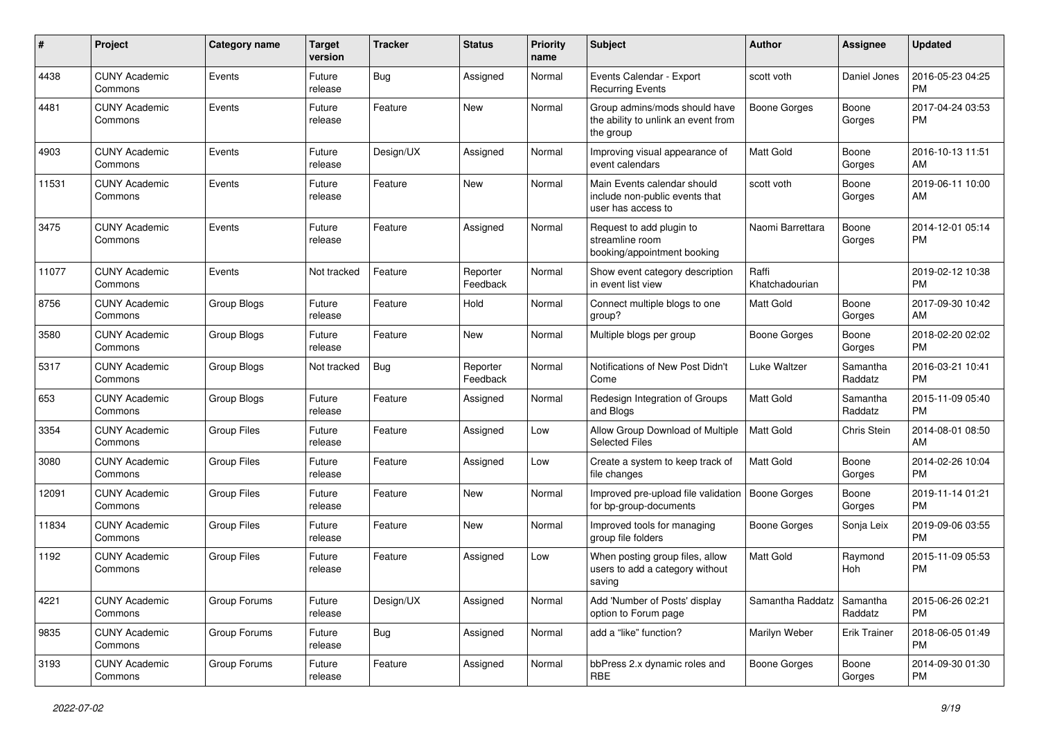| # | Project | Category name | Target version | Tracker | Status | Priority name | Subject | Author | Assignee | Updated |
|---|---|---|---|---|---|---|---|---|---|---|
| 4438 | CUNY Academic Commons | Events | Future release | Bug | Assigned | Normal | Events Calendar - Export Recurring Events | scott voth | Daniel Jones | 2016-05-23 04:25 PM |
| 4481 | CUNY Academic Commons | Events | Future release | Feature | New | Normal | Group admins/mods should have the ability to unlink an event from the group | Boone Gorges | Boone Gorges | 2017-04-24 03:53 PM |
| 4903 | CUNY Academic Commons | Events | Future release | Design/UX | Assigned | Normal | Improving visual appearance of event calendars | Matt Gold | Boone Gorges | 2016-10-13 11:51 AM |
| 11531 | CUNY Academic Commons | Events | Future release | Feature | New | Normal | Main Events calendar should include non-public events that user has access to | scott voth | Boone Gorges | 2019-06-11 10:00 AM |
| 3475 | CUNY Academic Commons | Events | Future release | Feature | Assigned | Normal | Request to add plugin to streamline room booking/appointment booking | Naomi Barrettara | Boone Gorges | 2014-12-01 05:14 PM |
| 11077 | CUNY Academic Commons | Events | Not tracked | Feature | Reporter Feedback | Normal | Show event category description in event list view | Raffi Khatchadourian | | 2019-02-12 10:38 PM |
| 8756 | CUNY Academic Commons | Group Blogs | Future release | Feature | Hold | Normal | Connect multiple blogs to one group? | Matt Gold | Boone Gorges | 2017-09-30 10:42 AM |
| 3580 | CUNY Academic Commons | Group Blogs | Future release | Feature | New | Normal | Multiple blogs per group | Boone Gorges | Boone Gorges | 2018-02-20 02:02 PM |
| 5317 | CUNY Academic Commons | Group Blogs | Not tracked | Bug | Reporter Feedback | Normal | Notifications of New Post Didn't Come | Luke Waltzer | Samantha Raddatz | 2016-03-21 10:41 PM |
| 653 | CUNY Academic Commons | Group Blogs | Future release | Feature | Assigned | Normal | Redesign Integration of Groups and Blogs | Matt Gold | Samantha Raddatz | 2015-11-09 05:40 PM |
| 3354 | CUNY Academic Commons | Group Files | Future release | Feature | Assigned | Low | Allow Group Download of Multiple Selected Files | Matt Gold | Chris Stein | 2014-08-01 08:50 AM |
| 3080 | CUNY Academic Commons | Group Files | Future release | Feature | Assigned | Low | Create a system to keep track of file changes | Matt Gold | Boone Gorges | 2014-02-26 10:04 PM |
| 12091 | CUNY Academic Commons | Group Files | Future release | Feature | New | Normal | Improved pre-upload file validation for bp-group-documents | Boone Gorges | Boone Gorges | 2019-11-14 01:21 PM |
| 11834 | CUNY Academic Commons | Group Files | Future release | Feature | New | Normal | Improved tools for managing group file folders | Boone Gorges | Sonja Leix | 2019-09-06 03:55 PM |
| 1192 | CUNY Academic Commons | Group Files | Future release | Feature | Assigned | Low | When posting group files, allow users to add a category without saving | Matt Gold | Raymond Hoh | 2015-11-09 05:53 PM |
| 4221 | CUNY Academic Commons | Group Forums | Future release | Design/UX | Assigned | Normal | Add 'Number of Posts' display option to Forum page | Samantha Raddatz | Samantha Raddatz | 2015-06-26 02:21 PM |
| 9835 | CUNY Academic Commons | Group Forums | Future release | Bug | Assigned | Normal | add a "like" function? | Marilyn Weber | Erik Trainer | 2018-06-05 01:49 PM |
| 3193 | CUNY Academic Commons | Group Forums | Future release | Feature | Assigned | Normal | bbPress 2.x dynamic roles and RBE | Boone Gorges | Boone Gorges | 2014-09-30 01:30 PM |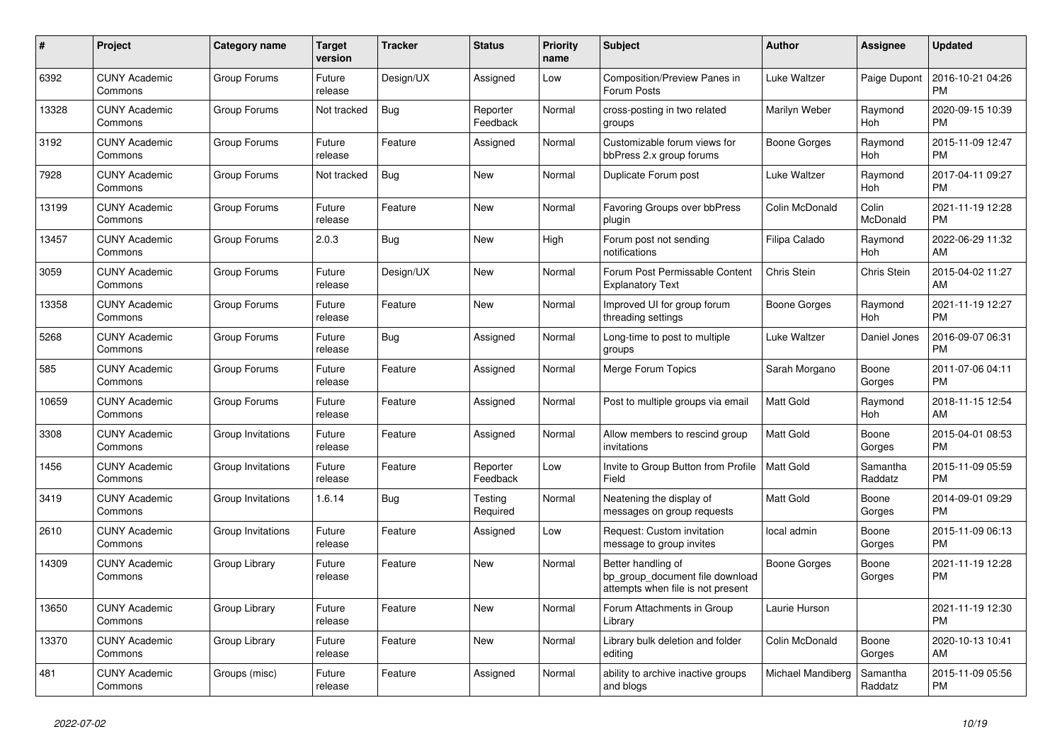| # | Project | Category name | Target version | Tracker | Status | Priority name | Subject | Author | Assignee | Updated |
|---|---|---|---|---|---|---|---|---|---|---|
| 6392 | CUNY Academic Commons | Group Forums | Future release | Design/UX | Assigned | Low | Composition/Preview Panes in Forum Posts | Luke Waltzer | Paige Dupont | 2016-10-21 04:26 PM |
| 13328 | CUNY Academic Commons | Group Forums | Not tracked | Bug | Reporter Feedback | Normal | cross-posting in two related groups | Marilyn Weber | Raymond Hoh | 2020-09-15 10:39 PM |
| 3192 | CUNY Academic Commons | Group Forums | Future release | Feature | Assigned | Normal | Customizable forum views for bbPress 2.x group forums | Boone Gorges | Raymond Hoh | 2015-11-09 12:47 PM |
| 7928 | CUNY Academic Commons | Group Forums | Not tracked | Bug | New | Normal | Duplicate Forum post | Luke Waltzer | Raymond Hoh | 2017-04-11 09:27 PM |
| 13199 | CUNY Academic Commons | Group Forums | Future release | Feature | New | Normal | Favoring Groups over bbPress plugin | Colin McDonald | Colin McDonald | 2021-11-19 12:28 PM |
| 13457 | CUNY Academic Commons | Group Forums | 2.0.3 | Bug | New | High | Forum post not sending notifications | Filipa Calado | Raymond Hoh | 2022-06-29 11:32 AM |
| 3059 | CUNY Academic Commons | Group Forums | Future release | Design/UX | New | Normal | Forum Post Permissable Content Explanatory Text | Chris Stein | Chris Stein | 2015-04-02 11:27 AM |
| 13358 | CUNY Academic Commons | Group Forums | Future release | Feature | New | Normal | Improved UI for group forum threading settings | Boone Gorges | Raymond Hoh | 2021-11-19 12:27 PM |
| 5268 | CUNY Academic Commons | Group Forums | Future release | Bug | Assigned | Normal | Long-time to post to multiple groups | Luke Waltzer | Daniel Jones | 2016-09-07 06:31 PM |
| 585 | CUNY Academic Commons | Group Forums | Future release | Feature | Assigned | Normal | Merge Forum Topics | Sarah Morgano | Boone Gorges | 2011-07-06 04:11 PM |
| 10659 | CUNY Academic Commons | Group Forums | Future release | Feature | Assigned | Normal | Post to multiple groups via email | Matt Gold | Raymond Hoh | 2018-11-15 12:54 AM |
| 3308 | CUNY Academic Commons | Group Invitations | Future release | Feature | Assigned | Normal | Allow members to rescind group invitations | Matt Gold | Boone Gorges | 2015-04-01 08:53 PM |
| 1456 | CUNY Academic Commons | Group Invitations | Future release | Feature | Reporter Feedback | Low | Invite to Group Button from Profile Field | Matt Gold | Samantha Raddatz | 2015-11-09 05:59 PM |
| 3419 | CUNY Academic Commons | Group Invitations | 1.6.14 | Bug | Testing Required | Normal | Neatening the display of messages on group requests | Matt Gold | Boone Gorges | 2014-09-01 09:29 PM |
| 2610 | CUNY Academic Commons | Group Invitations | Future release | Feature | Assigned | Low | Request: Custom invitation message to group invites | local admin | Boone Gorges | 2015-11-09 06:13 PM |
| 14309 | CUNY Academic Commons | Group Library | Future release | Feature | New | Normal | Better handling of bp_group_document file download attempts when file is not present | Boone Gorges | Boone Gorges | 2021-11-19 12:28 PM |
| 13650 | CUNY Academic Commons | Group Library | Future release | Feature | New | Normal | Forum Attachments in Group Library | Laurie Hurson | | 2021-11-19 12:30 PM |
| 13370 | CUNY Academic Commons | Group Library | Future release | Feature | New | Normal | Library bulk deletion and folder editing | Colin McDonald | Boone Gorges | 2020-10-13 10:41 AM |
| 481 | CUNY Academic Commons | Groups (misc) | Future release | Feature | Assigned | Normal | ability to archive inactive groups and blogs | Michael Mandiberg | Samantha Raddatz | 2015-11-09 05:56 PM |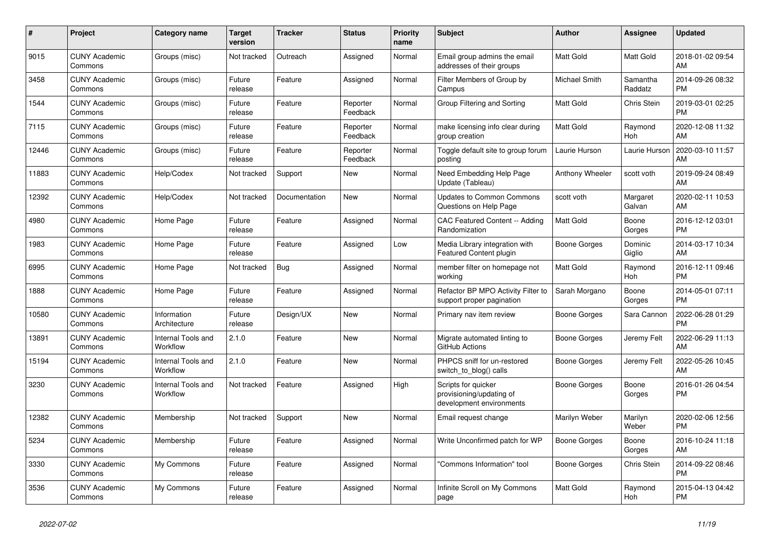| # | Project | Category name | Target version | Tracker | Status | Priority name | Subject | Author | Assignee | Updated |
|---|---|---|---|---|---|---|---|---|---|---|
| 9015 | CUNY Academic Commons | Groups (misc) | Not tracked | Outreach | Assigned | Normal | Email group admins the email addresses of their groups | Matt Gold | Matt Gold | 2018-01-02 09:54 AM |
| 3458 | CUNY Academic Commons | Groups (misc) | Future release | Feature | Assigned | Normal | Filter Members of Group by Campus | Michael Smith | Samantha Raddatz | 2014-09-26 08:32 PM |
| 1544 | CUNY Academic Commons | Groups (misc) | Future release | Feature | Reporter Feedback | Normal | Group Filtering and Sorting | Matt Gold | Chris Stein | 2019-03-01 02:25 PM |
| 7115 | CUNY Academic Commons | Groups (misc) | Future release | Feature | Reporter Feedback | Normal | make licensing info clear during group creation | Matt Gold | Raymond Hoh | 2020-12-08 11:32 AM |
| 12446 | CUNY Academic Commons | Groups (misc) | Future release | Feature | Reporter Feedback | Normal | Toggle default site to group forum posting | Laurie Hurson | Laurie Hurson | 2020-03-10 11:57 AM |
| 11883 | CUNY Academic Commons | Help/Codex | Not tracked | Support | New | Normal | Need Embedding Help Page Update (Tableau) | Anthony Wheeler | scott voth | 2019-09-24 08:49 AM |
| 12392 | CUNY Academic Commons | Help/Codex | Not tracked | Documentation | New | Normal | Updates to Common Commons Questions on Help Page | scott voth | Margaret Galvan | 2020-02-11 10:53 AM |
| 4980 | CUNY Academic Commons | Home Page | Future release | Feature | Assigned | Normal | CAC Featured Content -- Adding Randomization | Matt Gold | Boone Gorges | 2016-12-12 03:01 PM |
| 1983 | CUNY Academic Commons | Home Page | Future release | Feature | Assigned | Low | Media Library integration with Featured Content plugin | Boone Gorges | Dominic Giglio | 2014-03-17 10:34 AM |
| 6995 | CUNY Academic Commons | Home Page | Not tracked | Bug | Assigned | Normal | member filter on homepage not working | Matt Gold | Raymond Hoh | 2016-12-11 09:46 PM |
| 1888 | CUNY Academic Commons | Home Page | Future release | Feature | Assigned | Normal | Refactor BP MPO Activity Filter to support proper pagination | Sarah Morgano | Boone Gorges | 2014-05-01 07:11 PM |
| 10580 | CUNY Academic Commons | Information Architecture | Future release | Design/UX | New | Normal | Primary nav item review | Boone Gorges | Sara Cannon | 2022-06-28 01:29 PM |
| 13891 | CUNY Academic Commons | Internal Tools and Workflow | 2.1.0 | Feature | New | Normal | Migrate automated linting to GitHub Actions | Boone Gorges | Jeremy Felt | 2022-06-29 11:13 AM |
| 15194 | CUNY Academic Commons | Internal Tools and Workflow | 2.1.0 | Feature | New | Normal | PHPCS sniff for un-restored switch_to_blog() calls | Boone Gorges | Jeremy Felt | 2022-05-26 10:45 AM |
| 3230 | CUNY Academic Commons | Internal Tools and Workflow | Not tracked | Feature | Assigned | High | Scripts for quicker provisioning/updating of development environments | Boone Gorges | Boone Gorges | 2016-01-26 04:54 PM |
| 12382 | CUNY Academic Commons | Membership | Not tracked | Support | New | Normal | Email request change | Marilyn Weber | Marilyn Weber | 2020-02-06 12:56 PM |
| 5234 | CUNY Academic Commons | Membership | Future release | Feature | Assigned | Normal | Write Unconfirmed patch for WP | Boone Gorges | Boone Gorges | 2016-10-24 11:18 AM |
| 3330 | CUNY Academic Commons | My Commons | Future release | Feature | Assigned | Normal | "Commons Information" tool | Boone Gorges | Chris Stein | 2014-09-22 08:46 PM |
| 3536 | CUNY Academic Commons | My Commons | Future release | Feature | Assigned | Normal | Infinite Scroll on My Commons page | Matt Gold | Raymond Hoh | 2015-04-13 04:42 PM |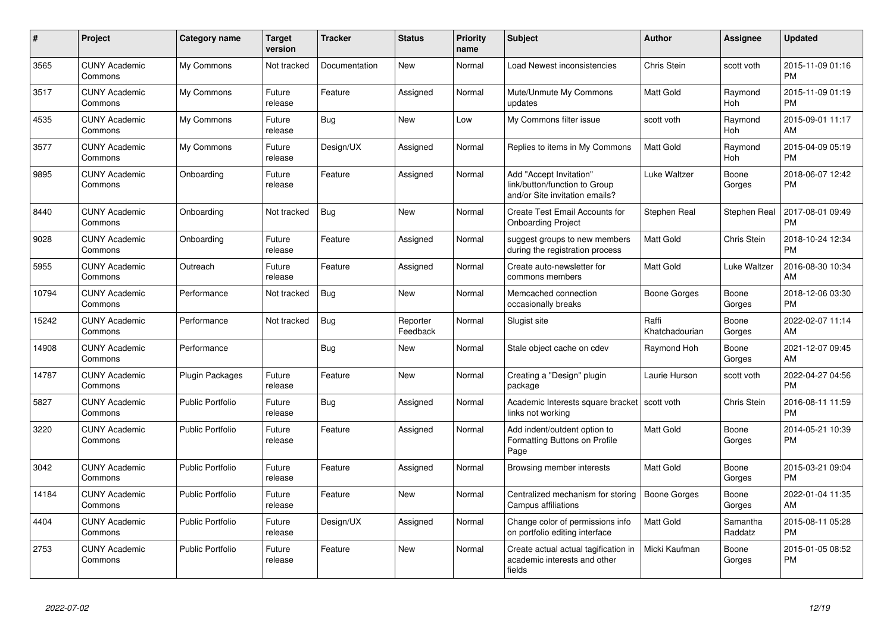| # | Project | Category name | Target version | Tracker | Status | Priority name | Subject | Author | Assignee | Updated |
|---|---|---|---|---|---|---|---|---|---|---|
| 3565 | CUNY Academic Commons | My Commons | Not tracked | Documentation | New | Normal | Load Newest inconsistencies | Chris Stein | scott voth | 2015-11-09 01:16 PM |
| 3517 | CUNY Academic Commons | My Commons | Future release | Feature | Assigned | Normal | Mute/Unmute My Commons updates | Matt Gold | Raymond Hoh | 2015-11-09 01:19 PM |
| 4535 | CUNY Academic Commons | My Commons | Future release | Bug | New | Low | My Commons filter issue | scott voth | Raymond Hoh | 2015-09-01 11:17 AM |
| 3577 | CUNY Academic Commons | My Commons | Future release | Design/UX | Assigned | Normal | Replies to items in My Commons | Matt Gold | Raymond Hoh | 2015-04-09 05:19 PM |
| 9895 | CUNY Academic Commons | Onboarding | Future release | Feature | Assigned | Normal | Add "Accept Invitation" link/button/function to Group and/or Site invitation emails? | Luke Waltzer | Boone Gorges | 2018-06-07 12:42 PM |
| 8440 | CUNY Academic Commons | Onboarding | Not tracked | Bug | New | Normal | Create Test Email Accounts for Onboarding Project | Stephen Real | Stephen Real | 2017-08-01 09:49 PM |
| 9028 | CUNY Academic Commons | Onboarding | Future release | Feature | Assigned | Normal | suggest groups to new members during the registration process | Matt Gold | Chris Stein | 2018-10-24 12:34 PM |
| 5955 | CUNY Academic Commons | Outreach | Future release | Feature | Assigned | Normal | Create auto-newsletter for commons members | Matt Gold | Luke Waltzer | 2016-08-30 10:34 AM |
| 10794 | CUNY Academic Commons | Performance | Not tracked | Bug | New | Normal | Memcached connection occasionally breaks | Boone Gorges | Boone Gorges | 2018-12-06 03:30 PM |
| 15242 | CUNY Academic Commons | Performance | Not tracked | Bug | Reporter Feedback | Normal | Slugist site | Raffi Khatchadourian | Boone Gorges | 2022-02-07 11:14 AM |
| 14908 | CUNY Academic Commons | Performance | | Bug | New | Normal | Stale object cache on cdev | Raymond Hoh | Boone Gorges | 2021-12-07 09:45 AM |
| 14787 | CUNY Academic Commons | Plugin Packages | Future release | Feature | New | Normal | Creating a "Design" plugin package | Laurie Hurson | scott voth | 2022-04-27 04:56 PM |
| 5827 | CUNY Academic Commons | Public Portfolio | Future release | Bug | Assigned | Normal | Academic Interests square bracket links not working | scott voth | Chris Stein | 2016-08-11 11:59 PM |
| 3220 | CUNY Academic Commons | Public Portfolio | Future release | Feature | Assigned | Normal | Add indent/outdent option to Formatting Buttons on Profile Page | Matt Gold | Boone Gorges | 2014-05-21 10:39 PM |
| 3042 | CUNY Academic Commons | Public Portfolio | Future release | Feature | Assigned | Normal | Browsing member interests | Matt Gold | Boone Gorges | 2015-03-21 09:04 PM |
| 14184 | CUNY Academic Commons | Public Portfolio | Future release | Feature | New | Normal | Centralized mechanism for storing Campus affiliations | Boone Gorges | Boone Gorges | 2022-01-04 11:35 AM |
| 4404 | CUNY Academic Commons | Public Portfolio | Future release | Design/UX | Assigned | Normal | Change color of permissions info on portfolio editing interface | Matt Gold | Samantha Raddatz | 2015-08-11 05:28 PM |
| 2753 | CUNY Academic Commons | Public Portfolio | Future release | Feature | New | Normal | Create actual actual tagification in academic interests and other fields | Micki Kaufman | Boone Gorges | 2015-01-05 08:52 PM |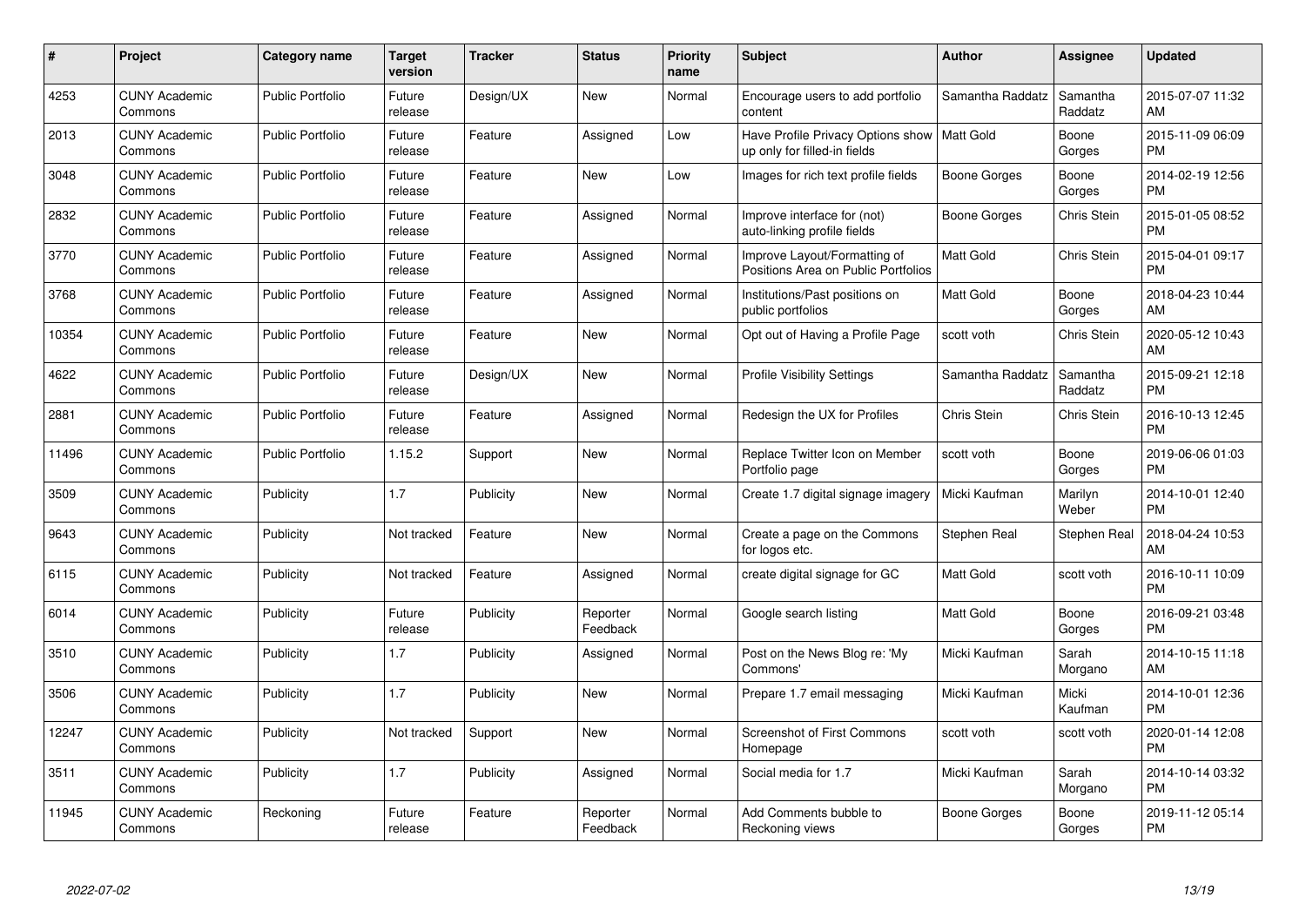| # | Project | Category name | Target version | Tracker | Status | Priority name | Subject | Author | Assignee | Updated |
|---|---|---|---|---|---|---|---|---|---|---|
| 4253 | CUNY Academic Commons | Public Portfolio | Future release | Design/UX | New | Normal | Encourage users to add portfolio content | Samantha Raddatz | Samantha Raddatz | 2015-07-07 11:32 AM |
| 2013 | CUNY Academic Commons | Public Portfolio | Future release | Feature | Assigned | Low | Have Profile Privacy Options show up only for filled-in fields | Matt Gold | Boone Gorges | 2015-11-09 06:09 PM |
| 3048 | CUNY Academic Commons | Public Portfolio | Future release | Feature | New | Low | Images for rich text profile fields | Boone Gorges | Boone Gorges | 2014-02-19 12:56 PM |
| 2832 | CUNY Academic Commons | Public Portfolio | Future release | Feature | Assigned | Normal | Improve interface for (not) auto-linking profile fields | Boone Gorges | Chris Stein | 2015-01-05 08:52 PM |
| 3770 | CUNY Academic Commons | Public Portfolio | Future release | Feature | Assigned | Normal | Improve Layout/Formatting of Positions Area on Public Portfolios | Matt Gold | Chris Stein | 2015-04-01 09:17 PM |
| 3768 | CUNY Academic Commons | Public Portfolio | Future release | Feature | Assigned | Normal | Institutions/Past positions on public portfolios | Matt Gold | Boone Gorges | 2018-04-23 10:44 AM |
| 10354 | CUNY Academic Commons | Public Portfolio | Future release | Feature | New | Normal | Opt out of Having a Profile Page | scott voth | Chris Stein | 2020-05-12 10:43 AM |
| 4622 | CUNY Academic Commons | Public Portfolio | Future release | Design/UX | New | Normal | Profile Visibility Settings | Samantha Raddatz | Samantha Raddatz | 2015-09-21 12:18 PM |
| 2881 | CUNY Academic Commons | Public Portfolio | Future release | Feature | Assigned | Normal | Redesign the UX for Profiles | Chris Stein | Chris Stein | 2016-10-13 12:45 PM |
| 11496 | CUNY Academic Commons | Public Portfolio | 1.15.2 | Support | New | Normal | Replace Twitter Icon on Member Portfolio page | scott voth | Boone Gorges | 2019-06-06 01:03 PM |
| 3509 | CUNY Academic Commons | Publicity | 1.7 | Publicity | New | Normal | Create 1.7 digital signage imagery | Micki Kaufman | Marilyn Weber | 2014-10-01 12:40 PM |
| 9643 | CUNY Academic Commons | Publicity | Not tracked | Feature | New | Normal | Create a page on the Commons for logos etc. | Stephen Real | Stephen Real | 2018-04-24 10:53 AM |
| 6115 | CUNY Academic Commons | Publicity | Not tracked | Feature | Assigned | Normal | create digital signage for GC | Matt Gold | scott voth | 2016-10-11 10:09 PM |
| 6014 | CUNY Academic Commons | Publicity | Future release | Publicity | Reporter Feedback | Normal | Google search listing | Matt Gold | Boone Gorges | 2016-09-21 03:48 PM |
| 3510 | CUNY Academic Commons | Publicity | 1.7 | Publicity | Assigned | Normal | Post on the News Blog re: 'My Commons' | Micki Kaufman | Sarah Morgano | 2014-10-15 11:18 AM |
| 3506 | CUNY Academic Commons | Publicity | 1.7 | Publicity | New | Normal | Prepare 1.7 email messaging | Micki Kaufman | Micki Kaufman | 2014-10-01 12:36 PM |
| 12247 | CUNY Academic Commons | Publicity | Not tracked | Support | New | Normal | Screenshot of First Commons Homepage | scott voth | scott voth | 2020-01-14 12:08 PM |
| 3511 | CUNY Academic Commons | Publicity | 1.7 | Publicity | Assigned | Normal | Social media for 1.7 | Micki Kaufman | Sarah Morgano | 2014-10-14 03:32 PM |
| 11945 | CUNY Academic Commons | Reckoning | Future release | Feature | Reporter Feedback | Normal | Add Comments bubble to Reckoning views | Boone Gorges | Boone Gorges | 2019-11-12 05:14 PM |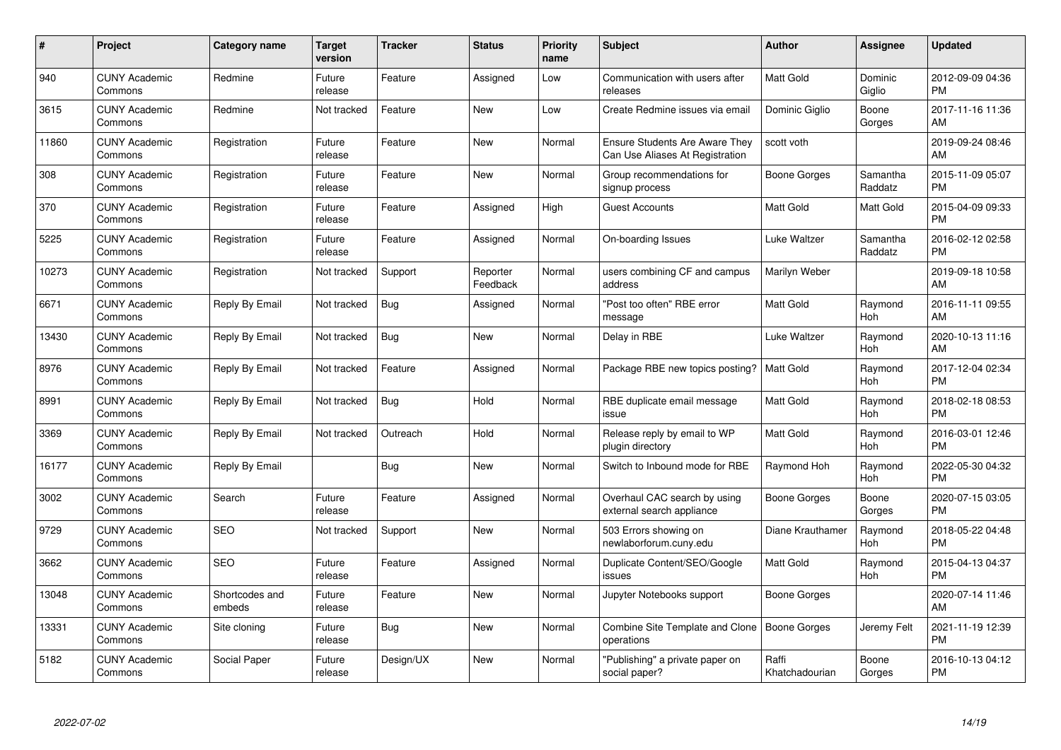| # | Project | Category name | Target version | Tracker | Status | Priority name | Subject | Author | Assignee | Updated |
|---|---|---|---|---|---|---|---|---|---|---|
| 940 | CUNY Academic Commons | Redmine | Future release | Feature | Assigned | Low | Communication with users after releases | Matt Gold | Dominic Giglio | 2012-09-09 04:36 PM |
| 3615 | CUNY Academic Commons | Redmine | Not tracked | Feature | New | Low | Create Redmine issues via email | Dominic Giglio | Boone Gorges | 2017-11-16 11:36 AM |
| 11860 | CUNY Academic Commons | Registration | Future release | Feature | New | Normal | Ensure Students Are Aware They Can Use Aliases At Registration | scott voth | | 2019-09-24 08:46 AM |
| 308 | CUNY Academic Commons | Registration | Future release | Feature | New | Normal | Group recommendations for signup process | Boone Gorges | Samantha Raddatz | 2015-11-09 05:07 PM |
| 370 | CUNY Academic Commons | Registration | Future release | Feature | Assigned | High | Guest Accounts | Matt Gold | Matt Gold | 2015-04-09 09:33 PM |
| 5225 | CUNY Academic Commons | Registration | Future release | Feature | Assigned | Normal | On-boarding Issues | Luke Waltzer | Samantha Raddatz | 2016-02-12 02:58 PM |
| 10273 | CUNY Academic Commons | Registration | Not tracked | Support | Reporter Feedback | Normal | users combining CF and campus address | Marilyn Weber | | 2019-09-18 10:58 AM |
| 6671 | CUNY Academic Commons | Reply By Email | Not tracked | Bug | Assigned | Normal | "Post too often" RBE error message | Matt Gold | Raymond Hoh | 2016-11-11 09:55 AM |
| 13430 | CUNY Academic Commons | Reply By Email | Not tracked | Bug | New | Normal | Delay in RBE | Luke Waltzer | Raymond Hoh | 2020-10-13 11:16 AM |
| 8976 | CUNY Academic Commons | Reply By Email | Not tracked | Feature | Assigned | Normal | Package RBE new topics posting? | Matt Gold | Raymond Hoh | 2017-12-04 02:34 PM |
| 8991 | CUNY Academic Commons | Reply By Email | Not tracked | Bug | Hold | Normal | RBE duplicate email message issue | Matt Gold | Raymond Hoh | 2018-02-18 08:53 PM |
| 3369 | CUNY Academic Commons | Reply By Email | Not tracked | Outreach | Hold | Normal | Release reply by email to WP plugin directory | Matt Gold | Raymond Hoh | 2016-03-01 12:46 PM |
| 16177 | CUNY Academic Commons | Reply By Email | | Bug | New | Normal | Switch to Inbound mode for RBE | Raymond Hoh | Raymond Hoh | 2022-05-30 04:32 PM |
| 3002 | CUNY Academic Commons | Search | Future release | Feature | Assigned | Normal | Overhaul CAC search by using external search appliance | Boone Gorges | Boone Gorges | 2020-07-15 03:05 PM |
| 9729 | CUNY Academic Commons | SEO | Not tracked | Support | New | Normal | 503 Errors showing on newlaborforum.cuny.edu | Diane Krauthamer | Raymond Hoh | 2018-05-22 04:48 PM |
| 3662 | CUNY Academic Commons | SEO | Future release | Feature | Assigned | Normal | Duplicate Content/SEO/Google issues | Matt Gold | Raymond Hoh | 2015-04-13 04:37 PM |
| 13048 | CUNY Academic Commons | Shortcodes and embeds | Future release | Feature | New | Normal | Jupyter Notebooks support | Boone Gorges | | 2020-07-14 11:46 AM |
| 13331 | CUNY Academic Commons | Site cloning | Future release | Bug | New | Normal | Combine Site Template and Clone operations | Boone Gorges | Jeremy Felt | 2021-11-19 12:39 PM |
| 5182 | CUNY Academic Commons | Social Paper | Future release | Design/UX | New | Normal | "Publishing" a private paper on social paper? | Raffi Khatchadourian | Boone Gorges | 2016-10-13 04:12 PM |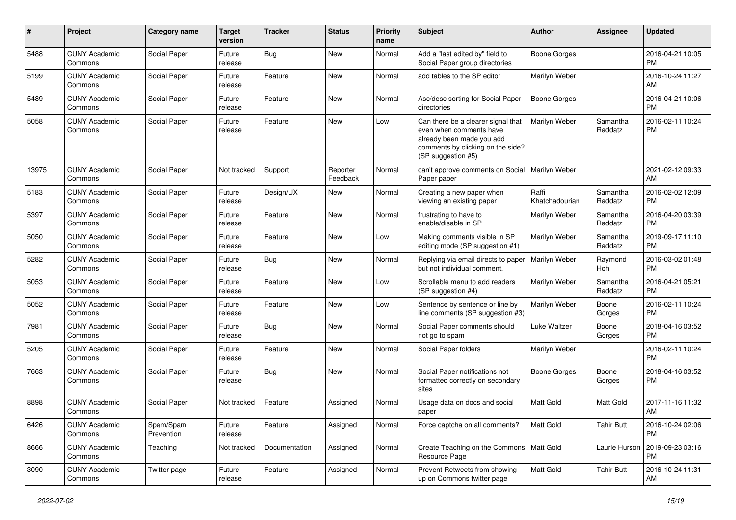| # | Project | Category name | Target version | Tracker | Status | Priority name | Subject | Author | Assignee | Updated |
|---|---|---|---|---|---|---|---|---|---|---|
| 5488 | CUNY Academic Commons | Social Paper | Future release | Bug | New | Normal | Add a "last edited by" field to Social Paper group directories | Boone Gorges | | 2016-04-21 10:05 PM |
| 5199 | CUNY Academic Commons | Social Paper | Future release | Feature | New | Normal | add tables to the SP editor | Marilyn Weber | | 2016-10-24 11:27 AM |
| 5489 | CUNY Academic Commons | Social Paper | Future release | Feature | New | Normal | Asc/desc sorting for Social Paper directories | Boone Gorges | | 2016-04-21 10:06 PM |
| 5058 | CUNY Academic Commons | Social Paper | Future release | Feature | New | Low | Can there be a clearer signal that even when comments have already been made you add comments by clicking on the side? (SP suggestion #5) | Marilyn Weber | Samantha Raddatz | 2016-02-11 10:24 PM |
| 13975 | CUNY Academic Commons | Social Paper | Not tracked | Support | Reporter Feedback | Normal | can't approve comments on Social Paper paper | Marilyn Weber | | 2021-02-12 09:33 AM |
| 5183 | CUNY Academic Commons | Social Paper | Future release | Design/UX | New | Normal | Creating a new paper when viewing an existing paper | Raffi Khatchadourian | Samantha Raddatz | 2016-02-02 12:09 PM |
| 5397 | CUNY Academic Commons | Social Paper | Future release | Feature | New | Normal | frustrating to have to enable/disable in SP | Marilyn Weber | Samantha Raddatz | 2016-04-20 03:39 PM |
| 5050 | CUNY Academic Commons | Social Paper | Future release | Feature | New | Low | Making comments visible in SP editing mode (SP suggestion #1) | Marilyn Weber | Samantha Raddatz | 2019-09-17 11:10 PM |
| 5282 | CUNY Academic Commons | Social Paper | Future release | Bug | New | Normal | Replying via email directs to paper but not individual comment. | Marilyn Weber | Raymond Hoh | 2016-03-02 01:48 PM |
| 5053 | CUNY Academic Commons | Social Paper | Future release | Feature | New | Low | Scrollable menu to add readers (SP suggestion #4) | Marilyn Weber | Samantha Raddatz | 2016-04-21 05:21 PM |
| 5052 | CUNY Academic Commons | Social Paper | Future release | Feature | New | Low | Sentence by sentence or line by line comments (SP suggestion #3) | Marilyn Weber | Boone Gorges | 2016-02-11 10:24 PM |
| 7981 | CUNY Academic Commons | Social Paper | Future release | Bug | New | Normal | Social Paper comments should not go to spam | Luke Waltzer | Boone Gorges | 2018-04-16 03:52 PM |
| 5205 | CUNY Academic Commons | Social Paper | Future release | Feature | New | Normal | Social Paper folders | Marilyn Weber | | 2016-02-11 10:24 PM |
| 7663 | CUNY Academic Commons | Social Paper | Future release | Bug | New | Normal | Social Paper notifications not formatted correctly on secondary sites | Boone Gorges | Boone Gorges | 2018-04-16 03:52 PM |
| 8898 | CUNY Academic Commons | Social Paper | Not tracked | Feature | Assigned | Normal | Usage data on docs and social paper | Matt Gold | Matt Gold | 2017-11-16 11:32 AM |
| 6426 | CUNY Academic Commons | Spam/Spam Prevention | Future release | Feature | Assigned | Normal | Force captcha on all comments? | Matt Gold | Tahir Butt | 2016-10-24 02:06 PM |
| 8666 | CUNY Academic Commons | Teaching | Not tracked | Documentation | Assigned | Normal | Create Teaching on the Commons Resource Page | Matt Gold | Laurie Hurson | 2019-09-23 03:16 PM |
| 3090 | CUNY Academic Commons | Twitter page | Future release | Feature | Assigned | Normal | Prevent Retweets from showing up on Commons twitter page | Matt Gold | Tahir Butt | 2016-10-24 11:31 AM |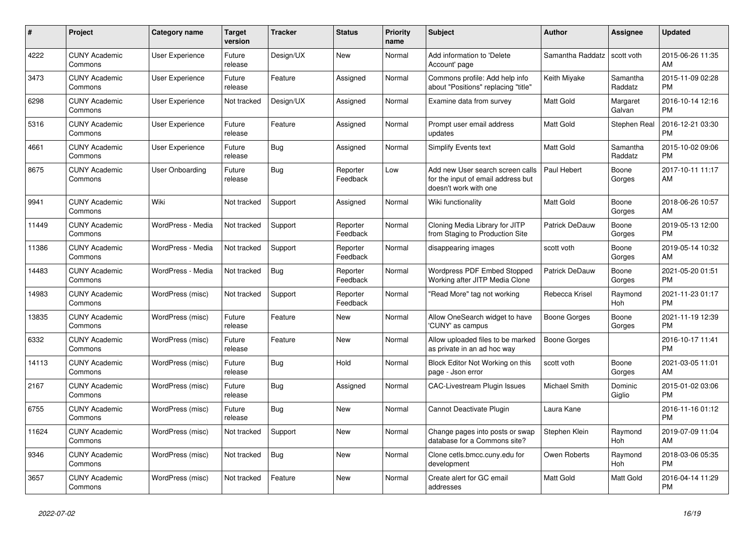| # | Project | Category name | Target version | Tracker | Status | Priority name | Subject | Author | Assignee | Updated |
|---|---|---|---|---|---|---|---|---|---|---|
| 4222 | CUNY Academic Commons | User Experience | Future release | Design/UX | New | Normal | Add information to 'Delete Account' page | Samantha Raddatz | scott voth | 2015-06-26 11:35 AM |
| 3473 | CUNY Academic Commons | User Experience | Future release | Feature | Assigned | Normal | Commons profile: Add help info about "Positions" replacing "title" | Keith Miyake | Samantha Raddatz | 2015-11-09 02:28 PM |
| 6298 | CUNY Academic Commons | User Experience | Not tracked | Design/UX | Assigned | Normal | Examine data from survey | Matt Gold | Margaret Galvan | 2016-10-14 12:16 PM |
| 5316 | CUNY Academic Commons | User Experience | Future release | Feature | Assigned | Normal | Prompt user email address updates | Matt Gold | Stephen Real | 2016-12-21 03:30 PM |
| 4661 | CUNY Academic Commons | User Experience | Future release | Bug | Assigned | Normal | Simplify Events text | Matt Gold | Samantha Raddatz | 2015-10-02 09:06 PM |
| 8675 | CUNY Academic Commons | User Onboarding | Future release | Bug | Reporter Feedback | Low | Add new User search screen calls for the input of email address but doesn't work with one | Paul Hebert | Boone Gorges | 2017-10-11 11:17 AM |
| 9941 | CUNY Academic Commons | Wiki | Not tracked | Support | Assigned | Normal | Wiki functionality | Matt Gold | Boone Gorges | 2018-06-26 10:57 AM |
| 11449 | CUNY Academic Commons | WordPress - Media | Not tracked | Support | Reporter Feedback | Normal | Cloning Media Library for JITP from Staging to Production Site | Patrick DeDauw | Boone Gorges | 2019-05-13 12:00 PM |
| 11386 | CUNY Academic Commons | WordPress - Media | Not tracked | Support | Reporter Feedback | Normal | disappearing images | scott voth | Boone Gorges | 2019-05-14 10:32 AM |
| 14483 | CUNY Academic Commons | WordPress - Media | Not tracked | Bug | Reporter Feedback | Normal | Wordpress PDF Embed Stopped Working after JITP Media Clone | Patrick DeDauw | Boone Gorges | 2021-05-20 01:51 PM |
| 14983 | CUNY Academic Commons | WordPress (misc) | Not tracked | Support | Reporter Feedback | Normal | "Read More" tag not working | Rebecca Krisel | Raymond Hoh | 2021-11-23 01:17 PM |
| 13835 | CUNY Academic Commons | WordPress (misc) | Future release | Feature | New | Normal | Allow OneSearch widget to have 'CUNY' as campus | Boone Gorges | Boone Gorges | 2021-11-19 12:39 PM |
| 6332 | CUNY Academic Commons | WordPress (misc) | Future release | Feature | New | Normal | Allow uploaded files to be marked as private in an ad hoc way | Boone Gorges | | 2016-10-17 11:41 PM |
| 14113 | CUNY Academic Commons | WordPress (misc) | Future release | Bug | Hold | Normal | Block Editor Not Working on this page - Json error | scott voth | Boone Gorges | 2021-03-05 11:01 AM |
| 2167 | CUNY Academic Commons | WordPress (misc) | Future release | Bug | Assigned | Normal | CAC-Livestream Plugin Issues | Michael Smith | Dominic Giglio | 2015-01-02 03:06 PM |
| 6755 | CUNY Academic Commons | WordPress (misc) | Future release | Bug | New | Normal | Cannot Deactivate Plugin | Laura Kane | | 2016-11-16 01:12 PM |
| 11624 | CUNY Academic Commons | WordPress (misc) | Not tracked | Support | New | Normal | Change pages into posts or swap database for a Commons site? | Stephen Klein | Raymond Hoh | 2019-07-09 11:04 AM |
| 9346 | CUNY Academic Commons | WordPress (misc) | Not tracked | Bug | New | Normal | Clone cetls.bmcc.cuny.edu for development | Owen Roberts | Raymond Hoh | 2018-03-06 05:35 PM |
| 3657 | CUNY Academic Commons | WordPress (misc) | Not tracked | Feature | New | Normal | Create alert for GC email addresses | Matt Gold | Matt Gold | 2016-04-14 11:29 PM |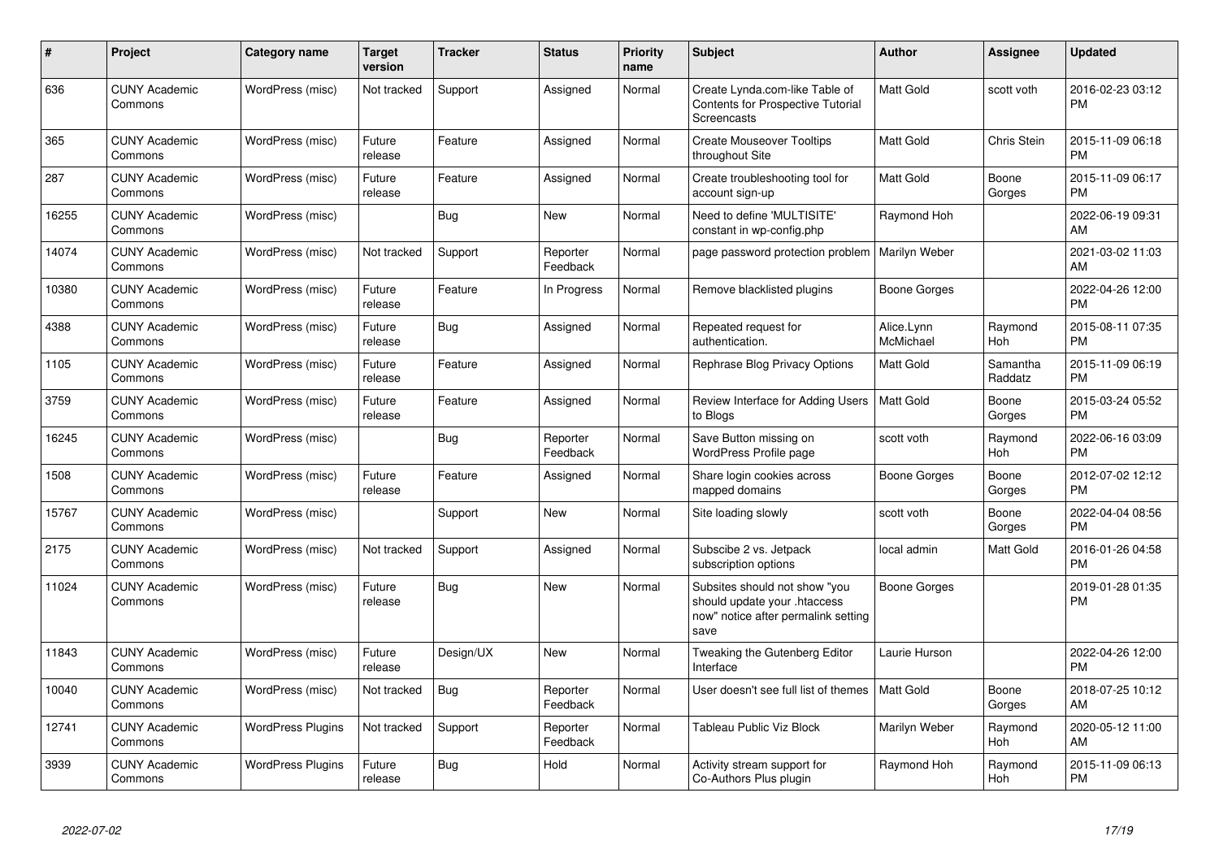| # | Project | Category name | Target version | Tracker | Status | Priority name | Subject | Author | Assignee | Updated |
|---|---|---|---|---|---|---|---|---|---|---|
| 636 | CUNY Academic Commons | WordPress (misc) | Not tracked | Support | Assigned | Normal | Create Lynda.com-like Table of Contents for Prospective Tutorial Screencasts | Matt Gold | scott voth | 2016-02-23 03:12 PM |
| 365 | CUNY Academic Commons | WordPress (misc) | Future release | Feature | Assigned | Normal | Create Mouseover Tooltips throughout Site | Matt Gold | Chris Stein | 2015-11-09 06:18 PM |
| 287 | CUNY Academic Commons | WordPress (misc) | Future release | Feature | Assigned | Normal | Create troubleshooting tool for account sign-up | Matt Gold | Boone Gorges | 2015-11-09 06:17 PM |
| 16255 | CUNY Academic Commons | WordPress (misc) | | Bug | New | Normal | Need to define 'MULTISITE' constant in wp-config.php | Raymond Hoh | | 2022-06-19 09:31 AM |
| 14074 | CUNY Academic Commons | WordPress (misc) | Not tracked | Support | Reporter Feedback | Normal | page password protection problem | Marilyn Weber | | 2021-03-02 11:03 AM |
| 10380 | CUNY Academic Commons | WordPress (misc) | Future release | Feature | In Progress | Normal | Remove blacklisted plugins | Boone Gorges | | 2022-04-26 12:00 PM |
| 4388 | CUNY Academic Commons | WordPress (misc) | Future release | Bug | Assigned | Normal | Repeated request for authentication. | Alice.Lynn McMichael | Raymond Hoh | 2015-08-11 07:35 PM |
| 1105 | CUNY Academic Commons | WordPress (misc) | Future release | Feature | Assigned | Normal | Rephrase Blog Privacy Options | Matt Gold | Samantha Raddatz | 2015-11-09 06:19 PM |
| 3759 | CUNY Academic Commons | WordPress (misc) | Future release | Feature | Assigned | Normal | Review Interface for Adding Users to Blogs | Matt Gold | Boone Gorges | 2015-03-24 05:52 PM |
| 16245 | CUNY Academic Commons | WordPress (misc) | | Bug | Reporter Feedback | Normal | Save Button missing on WordPress Profile page | scott voth | Raymond Hoh | 2022-06-16 03:09 PM |
| 1508 | CUNY Academic Commons | WordPress (misc) | Future release | Feature | Assigned | Normal | Share login cookies across mapped domains | Boone Gorges | Boone Gorges | 2012-07-02 12:12 PM |
| 15767 | CUNY Academic Commons | WordPress (misc) | | Support | New | Normal | Site loading slowly | scott voth | Boone Gorges | 2022-04-04 08:56 PM |
| 2175 | CUNY Academic Commons | WordPress (misc) | Not tracked | Support | Assigned | Normal | Subscibe 2 vs. Jetpack subscription options | local admin | Matt Gold | 2016-01-26 04:58 PM |
| 11024 | CUNY Academic Commons | WordPress (misc) | Future release | Bug | New | Normal | Subsites should not show "you should update your .htaccess now" notice after permalink setting save | Boone Gorges | | 2019-01-28 01:35 PM |
| 11843 | CUNY Academic Commons | WordPress (misc) | Future release | Design/UX | New | Normal | Tweaking the Gutenberg Editor Interface | Laurie Hurson | | 2022-04-26 12:00 PM |
| 10040 | CUNY Academic Commons | WordPress (misc) | Not tracked | Bug | Reporter Feedback | Normal | User doesn't see full list of themes | Matt Gold | Boone Gorges | 2018-07-25 10:12 AM |
| 12741 | CUNY Academic Commons | WordPress Plugins | Not tracked | Support | Reporter Feedback | Normal | Tableau Public Viz Block | Marilyn Weber | Raymond Hoh | 2020-05-12 11:00 AM |
| 3939 | CUNY Academic Commons | WordPress Plugins | Future release | Bug | Hold | Normal | Activity stream support for Co-Authors Plus plugin | Raymond Hoh | Raymond Hoh | 2015-11-09 06:13 PM |

*2022-07-02*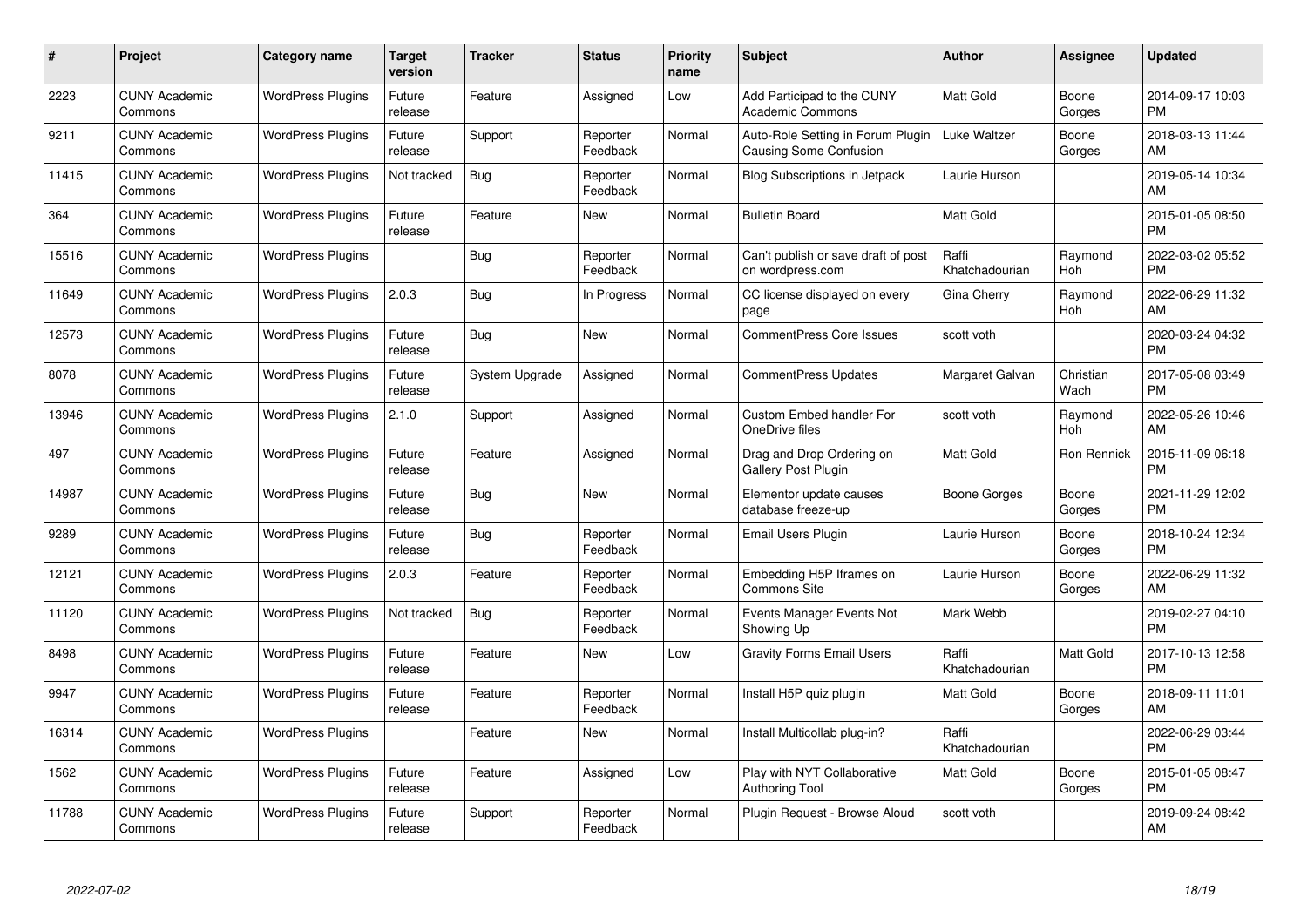| # | Project | Category name | Target version | Tracker | Status | Priority name | Subject | Author | Assignee | Updated |
|---|---|---|---|---|---|---|---|---|---|---|
| 2223 | CUNY Academic Commons | WordPress Plugins | Future release | Feature | Assigned | Low | Add Participad to the CUNY Academic Commons | Matt Gold | Boone Gorges | 2014-09-17 10:03 PM |
| 9211 | CUNY Academic Commons | WordPress Plugins | Future release | Support | Reporter Feedback | Normal | Auto-Role Setting in Forum Plugin Causing Some Confusion | Luke Waltzer | Boone Gorges | 2018-03-13 11:44 AM |
| 11415 | CUNY Academic Commons | WordPress Plugins | Not tracked | Bug | Reporter Feedback | Normal | Blog Subscriptions in Jetpack | Laurie Hurson | | 2019-05-14 10:34 AM |
| 364 | CUNY Academic Commons | WordPress Plugins | Future release | Feature | New | Normal | Bulletin Board | Matt Gold | | 2015-01-05 08:50 PM |
| 15516 | CUNY Academic Commons | WordPress Plugins | | Bug | Reporter Feedback | Normal | Can't publish or save draft of post on wordpress.com | Raffi Khatchadourian | Raymond Hoh | 2022-03-02 05:52 PM |
| 11649 | CUNY Academic Commons | WordPress Plugins | 2.0.3 | Bug | In Progress | Normal | CC license displayed on every page | Gina Cherry | Raymond Hoh | 2022-06-29 11:32 AM |
| 12573 | CUNY Academic Commons | WordPress Plugins | Future release | Bug | New | Normal | CommentPress Core Issues | scott voth | | 2020-03-24 04:32 PM |
| 8078 | CUNY Academic Commons | WordPress Plugins | Future release | System Upgrade | Assigned | Normal | CommentPress Updates | Margaret Galvan | Christian Wach | 2017-05-08 03:49 PM |
| 13946 | CUNY Academic Commons | WordPress Plugins | 2.1.0 | Support | Assigned | Normal | Custom Embed handler For OneDrive files | scott voth | Raymond Hoh | 2022-05-26 10:46 AM |
| 497 | CUNY Academic Commons | WordPress Plugins | Future release | Feature | Assigned | Normal | Drag and Drop Ordering on Gallery Post Plugin | Matt Gold | Ron Rennick | 2015-11-09 06:18 PM |
| 14987 | CUNY Academic Commons | WordPress Plugins | Future release | Bug | New | Normal | Elementor update causes database freeze-up | Boone Gorges | Boone Gorges | 2021-11-29 12:02 PM |
| 9289 | CUNY Academic Commons | WordPress Plugins | Future release | Bug | Reporter Feedback | Normal | Email Users Plugin | Laurie Hurson | Boone Gorges | 2018-10-24 12:34 PM |
| 12121 | CUNY Academic Commons | WordPress Plugins | 2.0.3 | Feature | Reporter Feedback | Normal | Embedding H5P Iframes on Commons Site | Laurie Hurson | Boone Gorges | 2022-06-29 11:32 AM |
| 11120 | CUNY Academic Commons | WordPress Plugins | Not tracked | Bug | Reporter Feedback | Normal | Events Manager Events Not Showing Up | Mark Webb | | 2019-02-27 04:10 PM |
| 8498 | CUNY Academic Commons | WordPress Plugins | Future release | Feature | New | Low | Gravity Forms Email Users | Raffi Khatchadourian | Matt Gold | 2017-10-13 12:58 PM |
| 9947 | CUNY Academic Commons | WordPress Plugins | Future release | Feature | Reporter Feedback | Normal | Install H5P quiz plugin | Matt Gold | Boone Gorges | 2018-09-11 11:01 AM |
| 16314 | CUNY Academic Commons | WordPress Plugins | | Feature | New | Normal | Install Multicollab plug-in? | Raffi Khatchadourian | | 2022-06-29 03:44 PM |
| 1562 | CUNY Academic Commons | WordPress Plugins | Future release | Feature | Assigned | Low | Play with NYT Collaborative Authoring Tool | Matt Gold | Boone Gorges | 2015-01-05 08:47 PM |
| 11788 | CUNY Academic Commons | WordPress Plugins | Future release | Support | Reporter Feedback | Normal | Plugin Request - Browse Aloud | scott voth | | 2019-09-24 08:42 AM |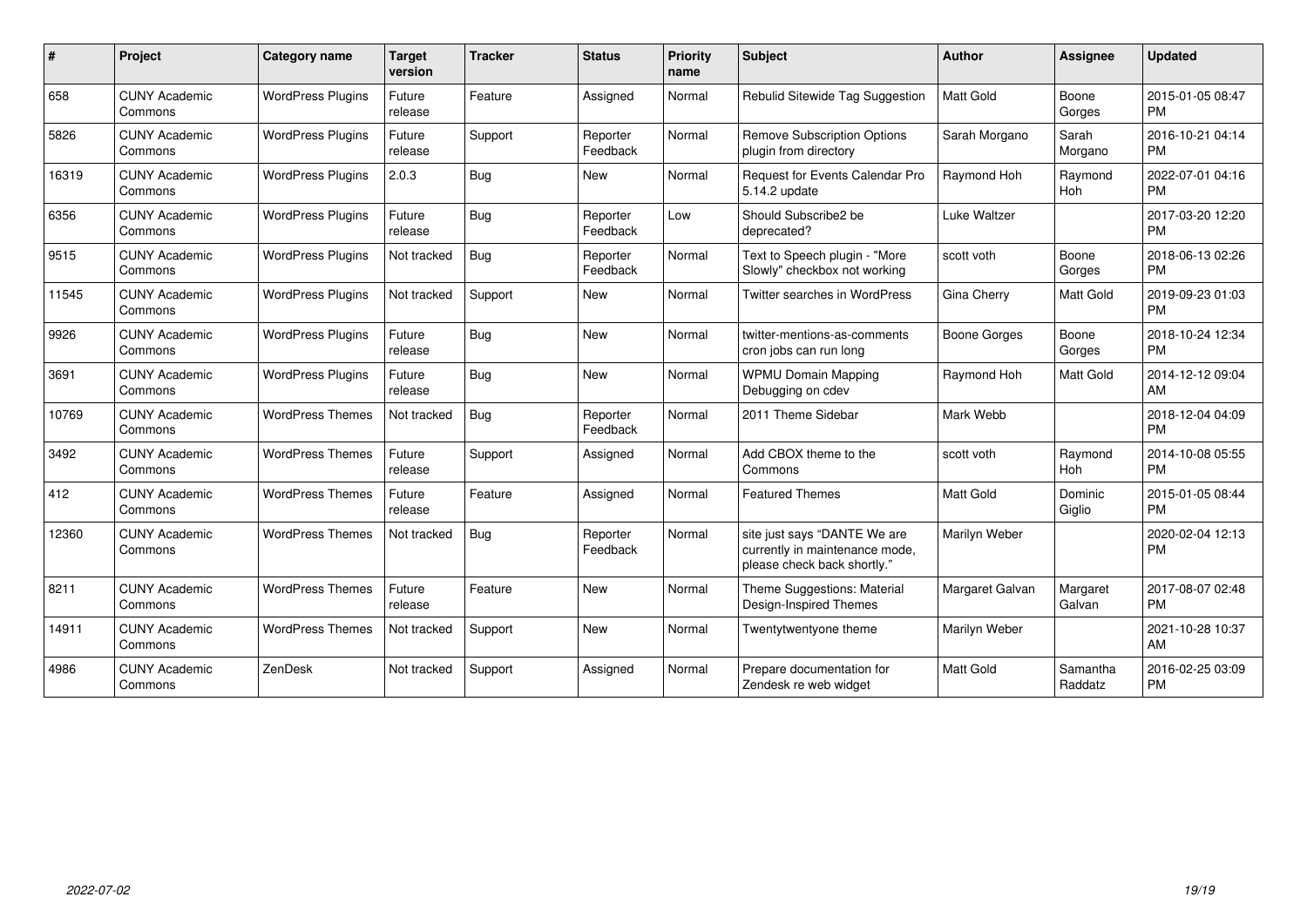| # | Project | Category name | Target version | Tracker | Status | Priority name | Subject | Author | Assignee | Updated |
|---|---|---|---|---|---|---|---|---|---|---|
| 658 | CUNY Academic Commons | WordPress Plugins | Future release | Feature | Assigned | Normal | Rebulid Sitewide Tag Suggestion | Matt Gold | Boone Gorges | 2015-01-05 08:47 PM |
| 5826 | CUNY Academic Commons | WordPress Plugins | Future release | Support | Reporter Feedback | Normal | Remove Subscription Options plugin from directory | Sarah Morgano | Sarah Morgano | 2016-10-21 04:14 PM |
| 16319 | CUNY Academic Commons | WordPress Plugins | 2.0.3 | Bug | New | Normal | Request for Events Calendar Pro 5.14.2 update | Raymond Hoh | Raymond Hoh | 2022-07-01 04:16 PM |
| 6356 | CUNY Academic Commons | WordPress Plugins | Future release | Bug | Reporter Feedback | Low | Should Subscribe2 be deprecated? | Luke Waltzer | | 2017-03-20 12:20 PM |
| 9515 | CUNY Academic Commons | WordPress Plugins | Not tracked | Bug | Reporter Feedback | Normal | Text to Speech plugin - "More Slowly" checkbox not working | scott voth | Boone Gorges | 2018-06-13 02:26 PM |
| 11545 | CUNY Academic Commons | WordPress Plugins | Not tracked | Support | New | Normal | Twitter searches in WordPress | Gina Cherry | Matt Gold | 2019-09-23 01:03 PM |
| 9926 | CUNY Academic Commons | WordPress Plugins | Future release | Bug | New | Normal | twitter-mentions-as-comments cron jobs can run long | Boone Gorges | Boone Gorges | 2018-10-24 12:34 PM |
| 3691 | CUNY Academic Commons | WordPress Plugins | Future release | Bug | New | Normal | WPMU Domain Mapping Debugging on cdev | Raymond Hoh | Matt Gold | 2014-12-12 09:04 AM |
| 10769 | CUNY Academic Commons | WordPress Themes | Not tracked | Bug | Reporter Feedback | Normal | 2011 Theme Sidebar | Mark Webb | | 2018-12-04 04:09 PM |
| 3492 | CUNY Academic Commons | WordPress Themes | Future release | Support | Assigned | Normal | Add CBOX theme to the Commons | scott voth | Raymond Hoh | 2014-10-08 05:55 PM |
| 412 | CUNY Academic Commons | WordPress Themes | Future release | Feature | Assigned | Normal | Featured Themes | Matt Gold | Dominic Giglio | 2015-01-05 08:44 PM |
| 12360 | CUNY Academic Commons | WordPress Themes | Not tracked | Bug | Reporter Feedback | Normal | site just says "DANTE We are currently in maintenance mode, please check back shortly." | Marilyn Weber | | 2020-02-04 12:13 PM |
| 8211 | CUNY Academic Commons | WordPress Themes | Future release | Feature | New | Normal | Theme Suggestions: Material Design-Inspired Themes | Margaret Galvan | Margaret Galvan | 2017-08-07 02:48 PM |
| 14911 | CUNY Academic Commons | WordPress Themes | Not tracked | Support | New | Normal | Twentytwentyone theme | Marilyn Weber | | 2021-10-28 10:37 AM |
| 4986 | CUNY Academic Commons | ZenDesk | Not tracked | Support | Assigned | Normal | Prepare documentation for Zendesk re web widget | Matt Gold | Samantha Raddatz | 2016-02-25 03:09 PM |